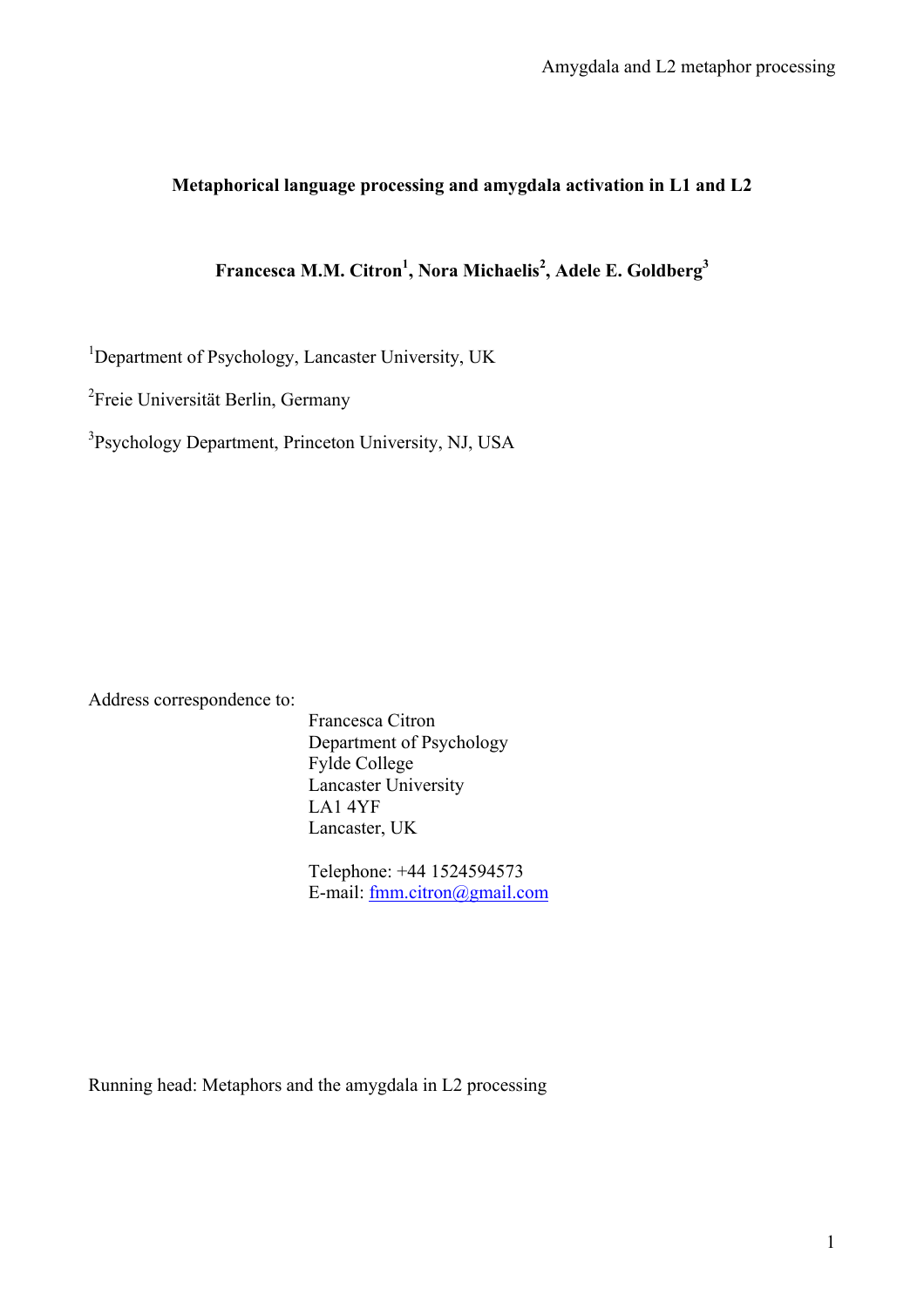# Metaphorical language processing and amygdala activation in L1 and L2

**Francesca M.M. Citron[1], Nora Michaelis[2], Adele E. Goldberg[3]**

[1]Department of Psychology, Lancaster University, UK

[2]Freie Universität Berlin, Germany

[3]Psychology Department, Princeton University, NJ, USA

Address correspondence to:

Francesca Citron
Department of Psychology
Fylde College
Lancaster University
LA1 4YF
Lancaster, UK

Telephone: +44 1524594573
E-mail: fmm.citron@gmail.com

Running head: Metaphors and the amygdala in L2 processing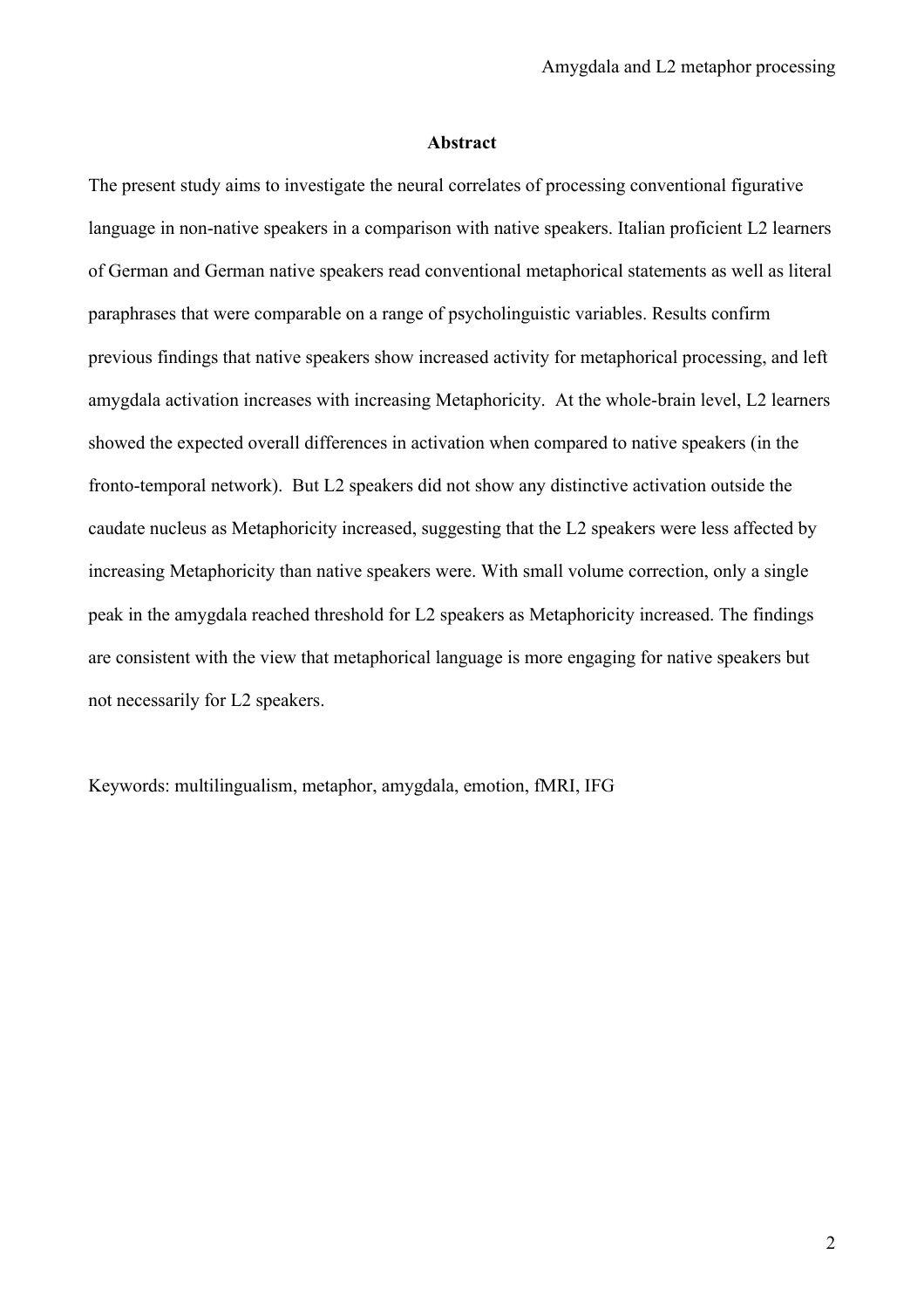## Abstract

The present study aims to investigate the neural correlates of processing conventional figurative language in non-native speakers in a comparison with native speakers. Italian proficient L2 learners of German and German native speakers read conventional metaphorical statements as well as literal paraphrases that were comparable on a range of psycholinguistic variables. Results confirm previous findings that native speakers show increased activity for metaphorical processing, and left amygdala activation increases with increasing Metaphoricity. At the whole-brain level, L2 learners showed the expected overall differences in activation when compared to native speakers (in the fronto-temporal network). But L2 speakers did not show any distinctive activation outside the caudate nucleus as Metaphoricity increased, suggesting that the L2 speakers were less affected by increasing Metaphoricity than native speakers were. With small volume correction, only a single peak in the amygdala reached threshold for L2 speakers as Metaphoricity increased. The findings are consistent with the view that metaphorical language is more engaging for native speakers but not necessarily for L2 speakers.

Keywords: multilingualism, metaphor, amygdala, emotion, fMRI, IFG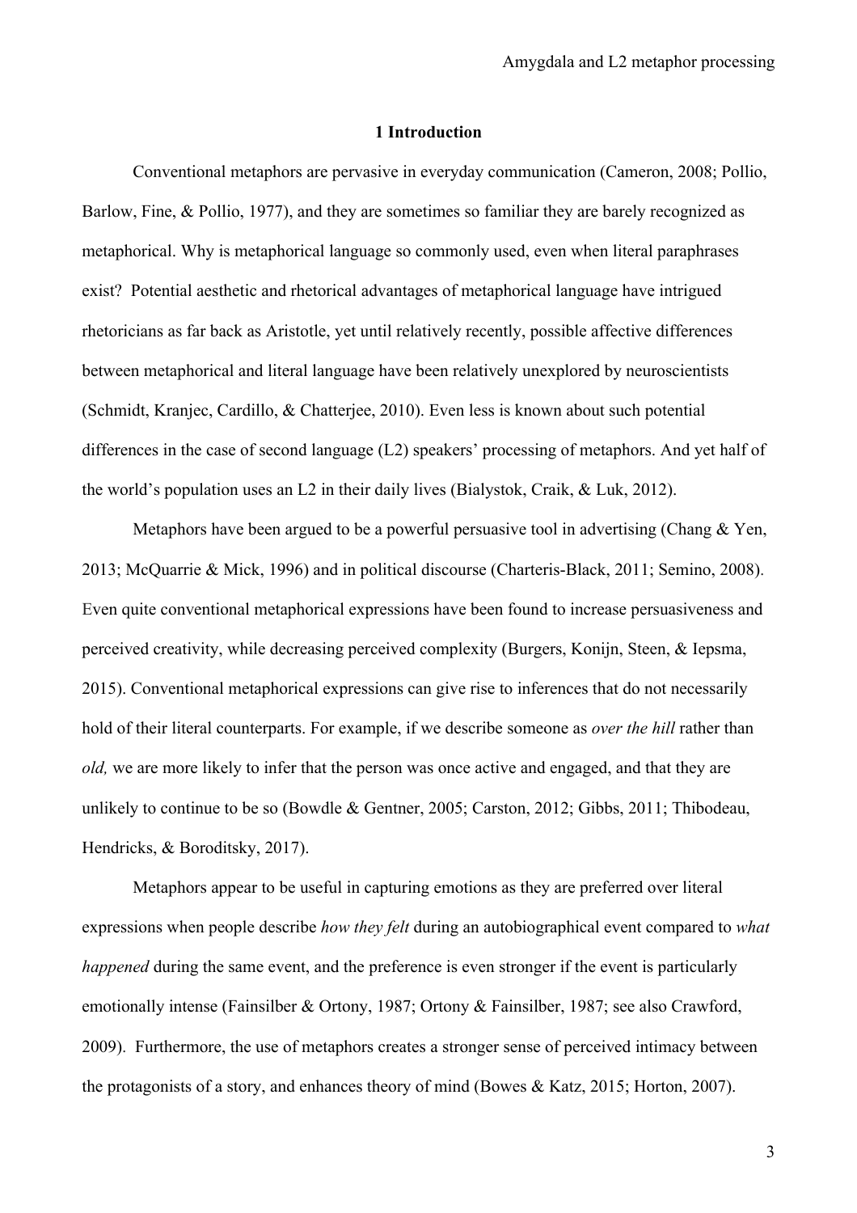## 1 Introduction

Conventional metaphors are pervasive in everyday communication (Cameron, 2008; Pollio, Barlow, Fine, & Pollio, 1977), and they are sometimes so familiar they are barely recognized as metaphorical. Why is metaphorical language so commonly used, even when literal paraphrases exist? Potential aesthetic and rhetorical advantages of metaphorical language have intrigued rhetoricians as far back as Aristotle, yet until relatively recently, possible affective differences between metaphorical and literal language have been relatively unexplored by neuroscientists (Schmidt, Kranjec, Cardillo, & Chatterjee, 2010). Even less is known about such potential differences in the case of second language (L2) speakers' processing of metaphors. And yet half of the world's population uses an L2 in their daily lives (Bialystok, Craik, & Luk, 2012).

Metaphors have been argued to be a powerful persuasive tool in advertising (Chang & Yen, 2013; McQuarrie & Mick, 1996) and in political discourse (Charteris-Black, 2011; Semino, 2008). Even quite conventional metaphorical expressions have been found to increase persuasiveness and perceived creativity, while decreasing perceived complexity (Burgers, Konijn, Steen, & Iepsma, 2015). Conventional metaphorical expressions can give rise to inferences that do not necessarily hold of their literal counterparts. For example, if we describe someone as *over the hill* rather than *old,* we are more likely to infer that the person was once active and engaged, and that they are unlikely to continue to be so (Bowdle & Gentner, 2005; Carston, 2012; Gibbs, 2011; Thibodeau, Hendricks, & Boroditsky, 2017).

Metaphors appear to be useful in capturing emotions as they are preferred over literal expressions when people describe *how they felt* during an autobiographical event compared to *what happened* during the same event, and the preference is even stronger if the event is particularly emotionally intense (Fainsilber & Ortony, 1987; Ortony & Fainsilber, 1987; see also Crawford, 2009). Furthermore, the use of metaphors creates a stronger sense of perceived intimacy between the protagonists of a story, and enhances theory of mind (Bowes & Katz, 2015; Horton, 2007).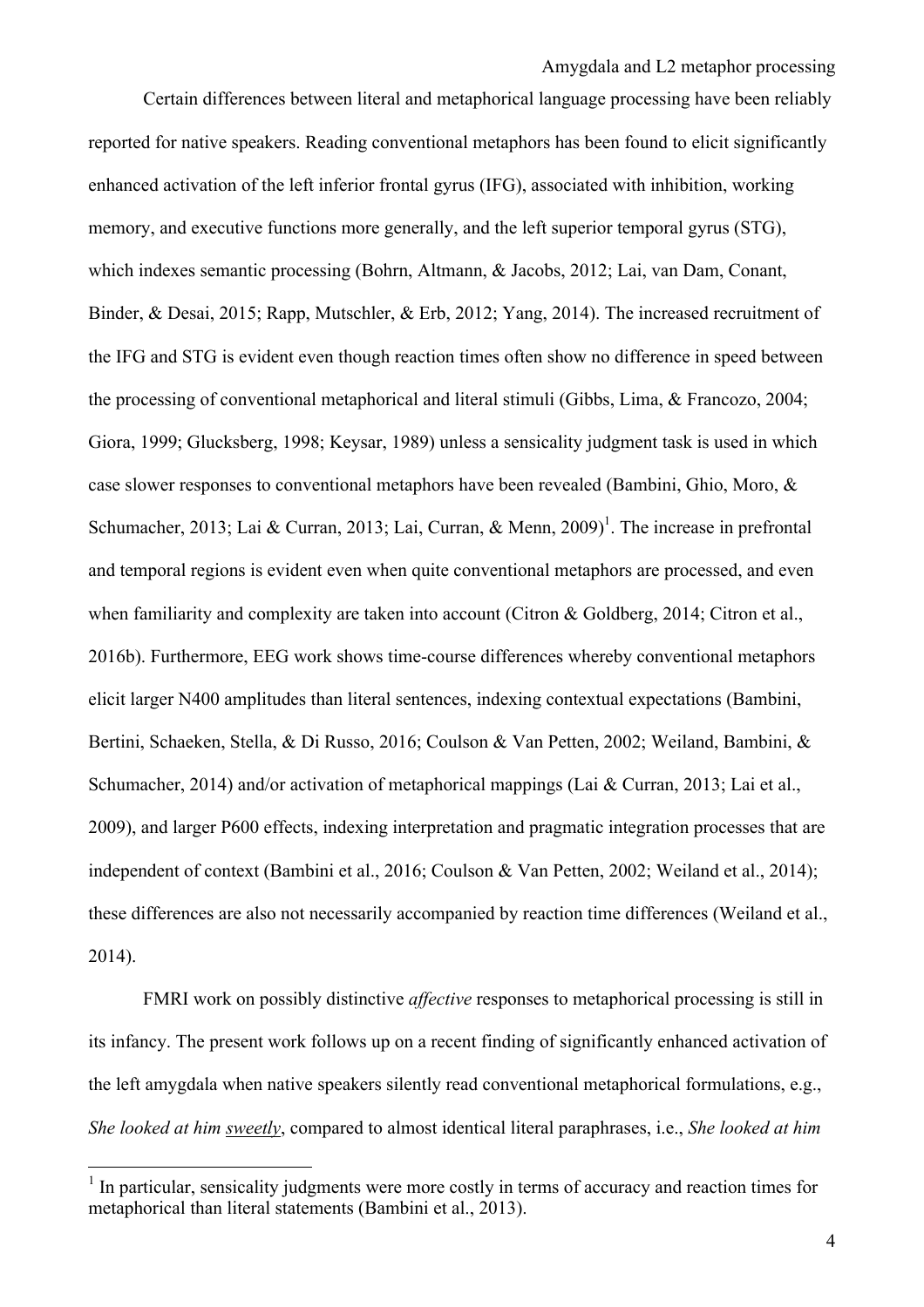Certain differences between literal and metaphorical language processing have been reliably reported for native speakers. Reading conventional metaphors has been found to elicit significantly enhanced activation of the left inferior frontal gyrus (IFG), associated with inhibition, working memory, and executive functions more generally, and the left superior temporal gyrus (STG), which indexes semantic processing (Bohrn, Altmann, & Jacobs, 2012; Lai, van Dam, Conant, Binder, & Desai, 2015; Rapp, Mutschler, & Erb, 2012; Yang, 2014). The increased recruitment of the IFG and STG is evident even though reaction times often show no difference in speed between the processing of conventional metaphorical and literal stimuli (Gibbs, Lima, & Francozo, 2004; Giora, 1999; Glucksberg, 1998; Keysar, 1989) unless a sensicality judgment task is used in which case slower responses to conventional metaphors have been revealed (Bambini, Ghio, Moro, & Schumacher, 2013; Lai & Curran, 2013; Lai, Curran, & Menn, 2009)[1]. The increase in prefrontal and temporal regions is evident even when quite conventional metaphors are processed, and even when familiarity and complexity are taken into account (Citron & Goldberg, 2014; Citron et al., 2016b). Furthermore, EEG work shows time-course differences whereby conventional metaphors elicit larger N400 amplitudes than literal sentences, indexing contextual expectations (Bambini, Bertini, Schaeken, Stella, & Di Russo, 2016; Coulson & Van Petten, 2002; Weiland, Bambini, & Schumacher, 2014) and/or activation of metaphorical mappings (Lai & Curran, 2013; Lai et al., 2009), and larger P600 effects, indexing interpretation and pragmatic integration processes that are independent of context (Bambini et al., 2016; Coulson & Van Petten, 2002; Weiland et al., 2014); these differences are also not necessarily accompanied by reaction time differences (Weiland et al., 2014).

FMRI work on possibly distinctive *affective* responses to metaphorical processing is still in its infancy. The present work follows up on a recent finding of significantly enhanced activation of the left amygdala when native speakers silently read conventional metaphorical formulations, e.g., *She looked at him <u>sweetly</u>*, compared to almost identical literal paraphrases, i.e., *She looked at him*

[1] In particular, sensicality judgments were more costly in terms of accuracy and reaction times for metaphorical than literal statements (Bambini et al., 2013).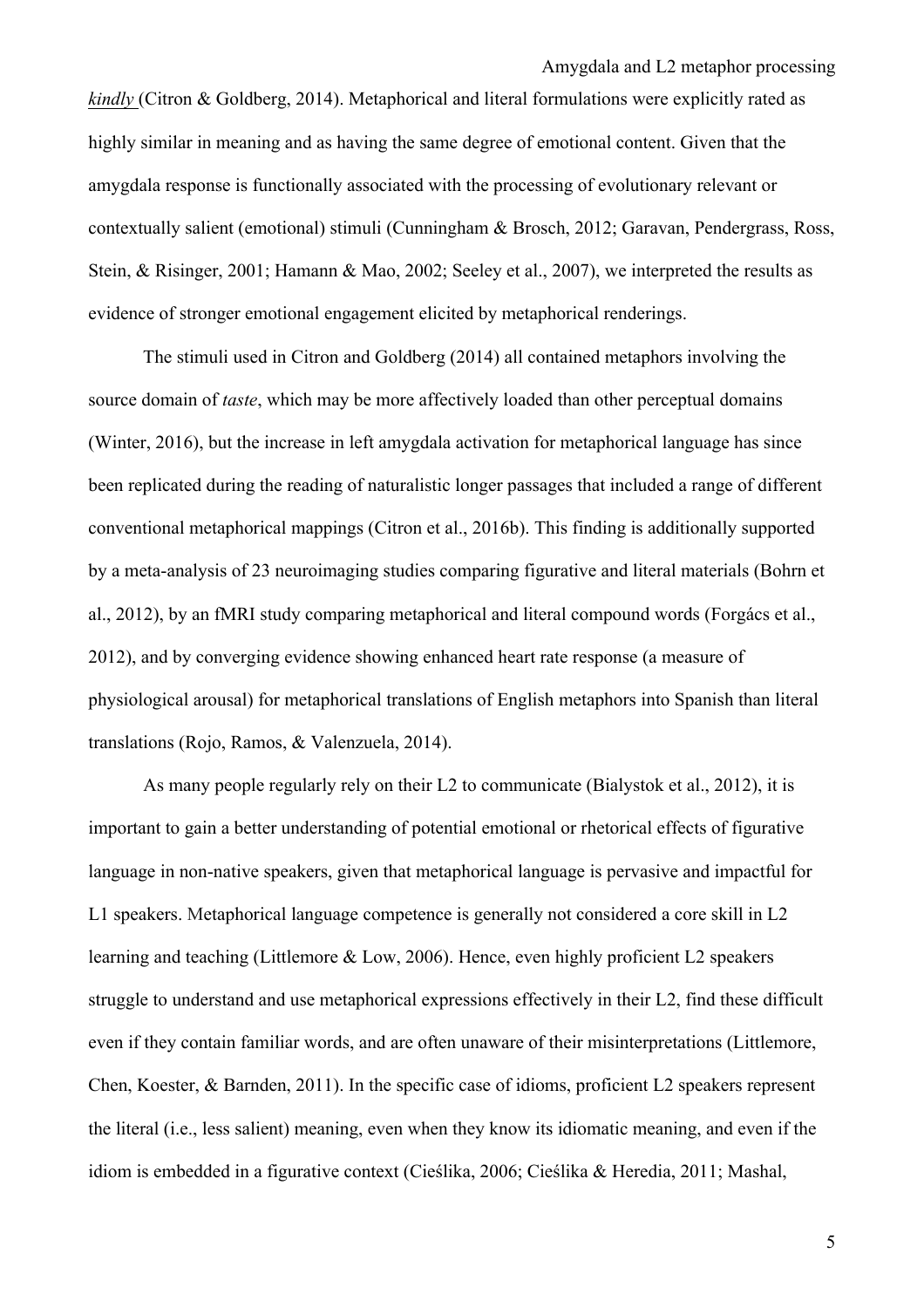*kindly* (Citron & Goldberg, 2014). Metaphorical and literal formulations were explicitly rated as highly similar in meaning and as having the same degree of emotional content. Given that the amygdala response is functionally associated with the processing of evolutionary relevant or contextually salient (emotional) stimuli (Cunningham & Brosch, 2012; Garavan, Pendergrass, Ross, Stein, & Risinger, 2001; Hamann & Mao, 2002; Seeley et al., 2007), we interpreted the results as evidence of stronger emotional engagement elicited by metaphorical renderings.

The stimuli used in Citron and Goldberg (2014) all contained metaphors involving the source domain of *taste*, which may be more affectively loaded than other perceptual domains (Winter, 2016), but the increase in left amygdala activation for metaphorical language has since been replicated during the reading of naturalistic longer passages that included a range of different conventional metaphorical mappings (Citron et al., 2016b). This finding is additionally supported by a meta-analysis of 23 neuroimaging studies comparing figurative and literal materials (Bohrn et al., 2012), by an fMRI study comparing metaphorical and literal compound words (Forgács et al., 2012), and by converging evidence showing enhanced heart rate response (a measure of physiological arousal) for metaphorical translations of English metaphors into Spanish than literal translations (Rojo, Ramos, & Valenzuela, 2014).

As many people regularly rely on their L2 to communicate (Bialystok et al., 2012), it is important to gain a better understanding of potential emotional or rhetorical effects of figurative language in non-native speakers, given that metaphorical language is pervasive and impactful for L1 speakers. Metaphorical language competence is generally not considered a core skill in L2 learning and teaching (Littlemore & Low, 2006). Hence, even highly proficient L2 speakers struggle to understand and use metaphorical expressions effectively in their L2, find these difficult even if they contain familiar words, and are often unaware of their misinterpretations (Littlemore, Chen, Koester, & Barnden, 2011). In the specific case of idioms, proficient L2 speakers represent the literal (i.e., less salient) meaning, even when they know its idiomatic meaning, and even if the idiom is embedded in a figurative context (Cieślika, 2006; Cieślika & Heredia, 2011; Mashal,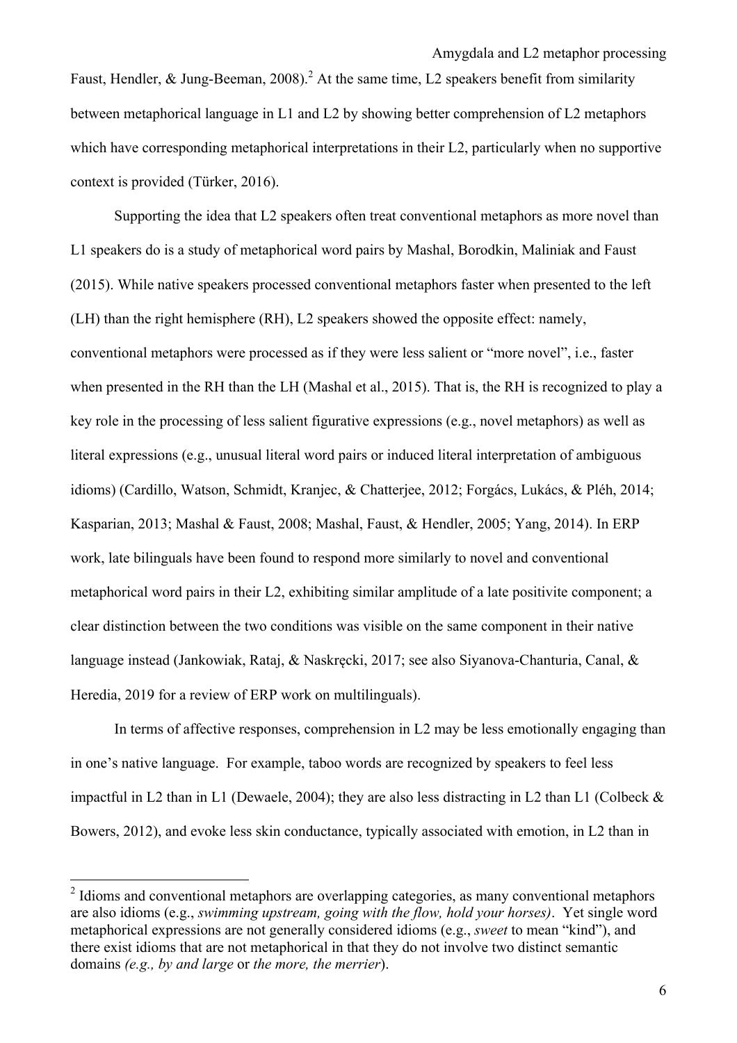Faust, Hendler, & Jung-Beeman, 2008).[2] At the same time, L2 speakers benefit from similarity between metaphorical language in L1 and L2 by showing better comprehension of L2 metaphors which have corresponding metaphorical interpretations in their L2, particularly when no supportive context is provided (Türker, 2016).

Supporting the idea that L2 speakers often treat conventional metaphors as more novel than L1 speakers do is a study of metaphorical word pairs by Mashal, Borodkin, Maliniak and Faust (2015). While native speakers processed conventional metaphors faster when presented to the left (LH) than the right hemisphere (RH), L2 speakers showed the opposite effect: namely, conventional metaphors were processed as if they were less salient or "more novel", i.e., faster when presented in the RH than the LH (Mashal et al., 2015). That is, the RH is recognized to play a key role in the processing of less salient figurative expressions (e.g., novel metaphors) as well as literal expressions (e.g., unusual literal word pairs or induced literal interpretation of ambiguous idioms) (Cardillo, Watson, Schmidt, Kranjec, & Chatterjee, 2012; Forgács, Lukács, & Pléh, 2014; Kasparian, 2013; Mashal & Faust, 2008; Mashal, Faust, & Hendler, 2005; Yang, 2014). In ERP work, late bilinguals have been found to respond more similarly to novel and conventional metaphorical word pairs in their L2, exhibiting similar amplitude of a late positivite component; a clear distinction between the two conditions was visible on the same component in their native language instead (Jankowiak, Rataj, & Naskręcki, 2017; see also Siyanova-Chanturia, Canal, & Heredia, 2019 for a review of ERP work on multilinguals).

In terms of affective responses, comprehension in L2 may be less emotionally engaging than in one's native language. For example, taboo words are recognized by speakers to feel less impactful in L2 than in L1 (Dewaele, 2004); they are also less distracting in L2 than L1 (Colbeck & Bowers, 2012), and evoke less skin conductance, typically associated with emotion, in L2 than in

[2] Idioms and conventional metaphors are overlapping categories, as many conventional metaphors are also idioms (e.g., *swimming upstream, going with the flow, hold your horses)*. Yet single word metaphorical expressions are not generally considered idioms (e.g., *sweet* to mean "kind"), and there exist idioms that are not metaphorical in that they do not involve two distinct semantic domains *(e.g., by and large* or *the more, the merrier*).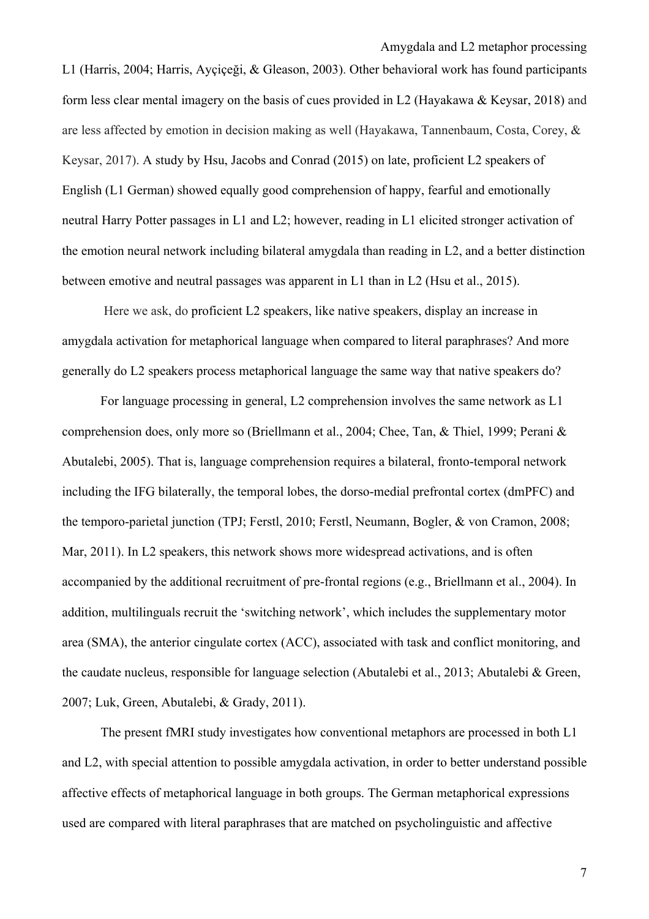L1 (Harris, 2004; Harris, Ayçiçeği, & Gleason, 2003). Other behavioral work has found participants form less clear mental imagery on the basis of cues provided in L2 (Hayakawa & Keysar, 2018) and are less affected by emotion in decision making as well (Hayakawa, Tannenbaum, Costa, Corey, & Keysar, 2017). A study by Hsu, Jacobs and Conrad (2015) on late, proficient L2 speakers of English (L1 German) showed equally good comprehension of happy, fearful and emotionally neutral Harry Potter passages in L1 and L2; however, reading in L1 elicited stronger activation of the emotion neural network including bilateral amygdala than reading in L2, and a better distinction between emotive and neutral passages was apparent in L1 than in L2 (Hsu et al., 2015).

Here we ask, do proficient L2 speakers, like native speakers, display an increase in amygdala activation for metaphorical language when compared to literal paraphrases? And more generally do L2 speakers process metaphorical language the same way that native speakers do?

For language processing in general, L2 comprehension involves the same network as L1 comprehension does, only more so (Briellmann et al., 2004; Chee, Tan, & Thiel, 1999; Perani & Abutalebi, 2005). That is, language comprehension requires a bilateral, fronto-temporal network including the IFG bilaterally, the temporal lobes, the dorso-medial prefrontal cortex (dmPFC) and the temporo-parietal junction (TPJ; Ferstl, 2010; Ferstl, Neumann, Bogler, & von Cramon, 2008; Mar, 2011). In L2 speakers, this network shows more widespread activations, and is often accompanied by the additional recruitment of pre-frontal regions (e.g., Briellmann et al., 2004). In addition, multilinguals recruit the 'switching network', which includes the supplementary motor area (SMA), the anterior cingulate cortex (ACC), associated with task and conflict monitoring, and the caudate nucleus, responsible for language selection (Abutalebi et al., 2013; Abutalebi & Green, 2007; Luk, Green, Abutalebi, & Grady, 2011).

The present fMRI study investigates how conventional metaphors are processed in both L1 and L2, with special attention to possible amygdala activation, in order to better understand possible affective effects of metaphorical language in both groups. The German metaphorical expressions used are compared with literal paraphrases that are matched on psycholinguistic and affective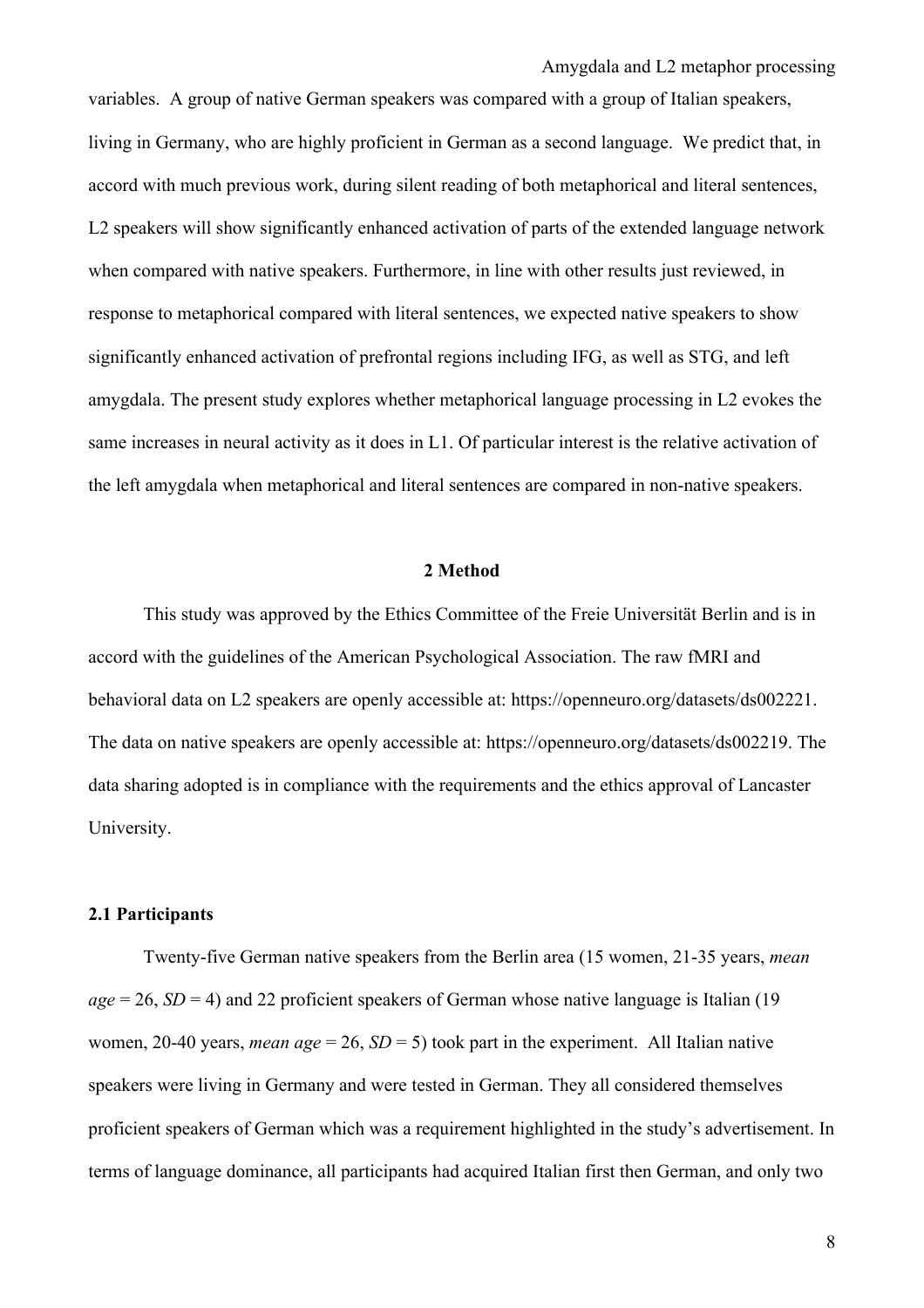variables. A group of native German speakers was compared with a group of Italian speakers, living in Germany, who are highly proficient in German as a second language. We predict that, in accord with much previous work, during silent reading of both metaphorical and literal sentences, L2 speakers will show significantly enhanced activation of parts of the extended language network when compared with native speakers. Furthermore, in line with other results just reviewed, in response to metaphorical compared with literal sentences, we expected native speakers to show significantly enhanced activation of prefrontal regions including IFG, as well as STG, and left amygdala. The present study explores whether metaphorical language processing in L2 evokes the same increases in neural activity as it does in L1. Of particular interest is the relative activation of the left amygdala when metaphorical and literal sentences are compared in non-native speakers.

## 2 Method

This study was approved by the Ethics Committee of the Freie Universität Berlin and is in accord with the guidelines of the American Psychological Association. The raw fMRI and behavioral data on L2 speakers are openly accessible at: https://openneuro.org/datasets/ds002221. The data on native speakers are openly accessible at: https://openneuro.org/datasets/ds002219. The data sharing adopted is in compliance with the requirements and the ethics approval of Lancaster University.

### 2.1 Participants

Twenty-five German native speakers from the Berlin area (15 women, 21-35 years, *mean age* = 26, *SD* = 4) and 22 proficient speakers of German whose native language is Italian (19 women, 20-40 years, *mean age* = 26, *SD* = 5) took part in the experiment. All Italian native speakers were living in Germany and were tested in German. They all considered themselves proficient speakers of German which was a requirement highlighted in the study's advertisement. In terms of language dominance, all participants had acquired Italian first then German, and only two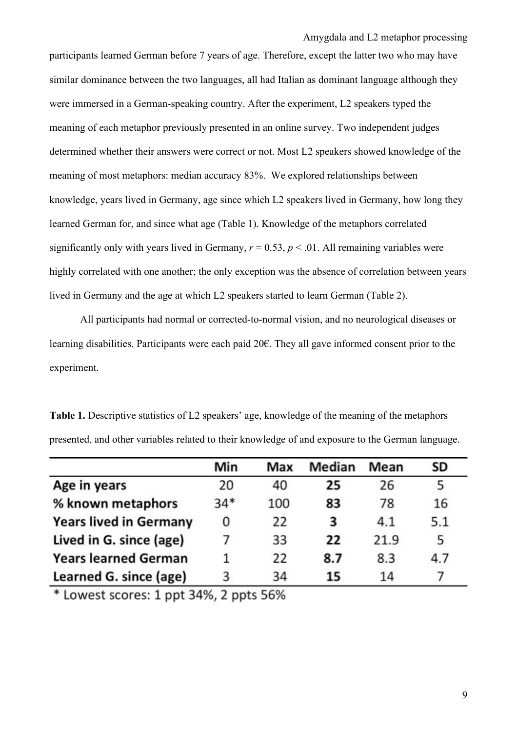participants learned German before 7 years of age. Therefore, except the latter two who may have similar dominance between the two languages, all had Italian as dominant language although they were immersed in a German-speaking country. After the experiment, L2 speakers typed the meaning of each metaphor previously presented in an online survey. Two independent judges determined whether their answers were correct or not. Most L2 speakers showed knowledge of the meaning of most metaphors: median accuracy 83%. We explored relationships between knowledge, years lived in Germany, age since which L2 speakers lived in Germany, how long they learned German for, and since what age (Table 1). Knowledge of the metaphors correlated significantly only with years lived in Germany, $r = 0.53$, $p < .01$. All remaining variables were highly correlated with one another; the only exception was the absence of correlation between years lived in Germany and the age at which L2 speakers started to learn German (Table 2).

All participants had normal or corrected-to-normal vision, and no neurological diseases or learning disabilities. Participants were each paid 20€. They all gave informed consent prior to the experiment.

**Table 1.** Descriptive statistics of L2 speakers' age, knowledge of the meaning of the metaphors presented, and other variables related to their knowledge of and exposure to the German language.

| | Min | Max | Median | Mean | SD |
|---|---|---|---|---|---|
| **Age in years** | 20 | 40 | **25** | 26 | 5 |
| **% known metaphors** | 34* | 100 | **83** | 78 | 16 |
| **Years lived in Germany** | 0 | 22 | **3** | 4.1 | 5.1 |
| **Lived in G. since (age)** | 7 | 33 | **22** | 21.9 | 5 |
| **Years learned German** | 1 | 22 | **8.7** | 8.3 | 4.7 |
| **Learned G. since (age)** | 3 | 34 | **15** | 14 | 7 |

* Lowest scores: 1 ppt 34%, 2 ppts 56%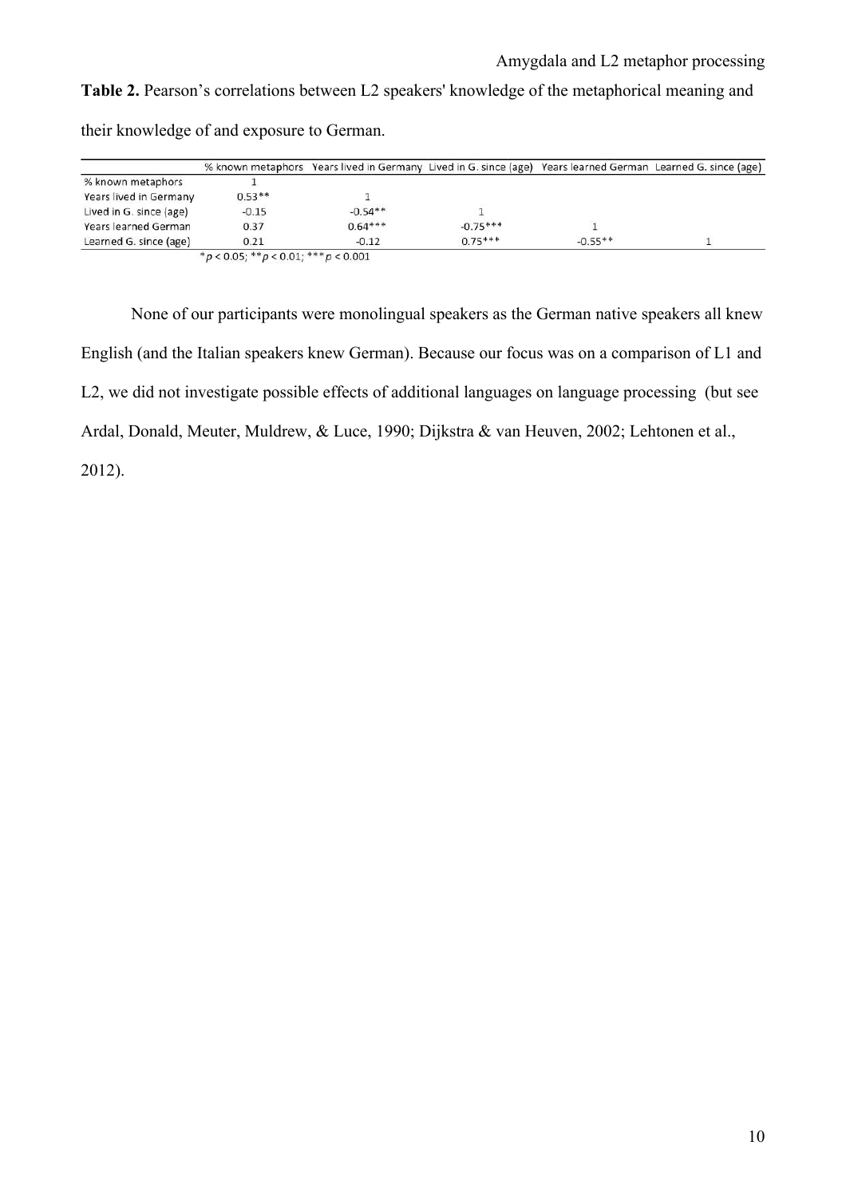**Table 2.** Pearson's correlations between L2 speakers' knowledge of the metaphorical meaning and their knowledge of and exposure to German.

| | % known metaphors | Years lived in Germany | Lived in G. since (age) | Years learned German | Learned G. since (age) |
|---|---|---|---|---|---|
| % known metaphors | 1 | | | | |
| Years lived in Germany | 0.53** | 1 | | | |
| Lived in G. since (age) | -0.15 | -0.54** | 1 | | |
| Years learned German | 0.37 | 0.64*** | -0.75*** | 1 | |
| Learned G. since (age) | 0.21 | -0.12 | 0.75*** | -0.55** | 1 |

*$p < 0.05$; **$p < 0.01$; ***$p < 0.001$

None of our participants were monolingual speakers as the German native speakers all knew English (and the Italian speakers knew German). Because our focus was on a comparison of L1 and L2, we did not investigate possible effects of additional languages on language processing (but see Ardal, Donald, Meuter, Muldrew, & Luce, 1990; Dijkstra & van Heuven, 2002; Lehtonen et al., 2012).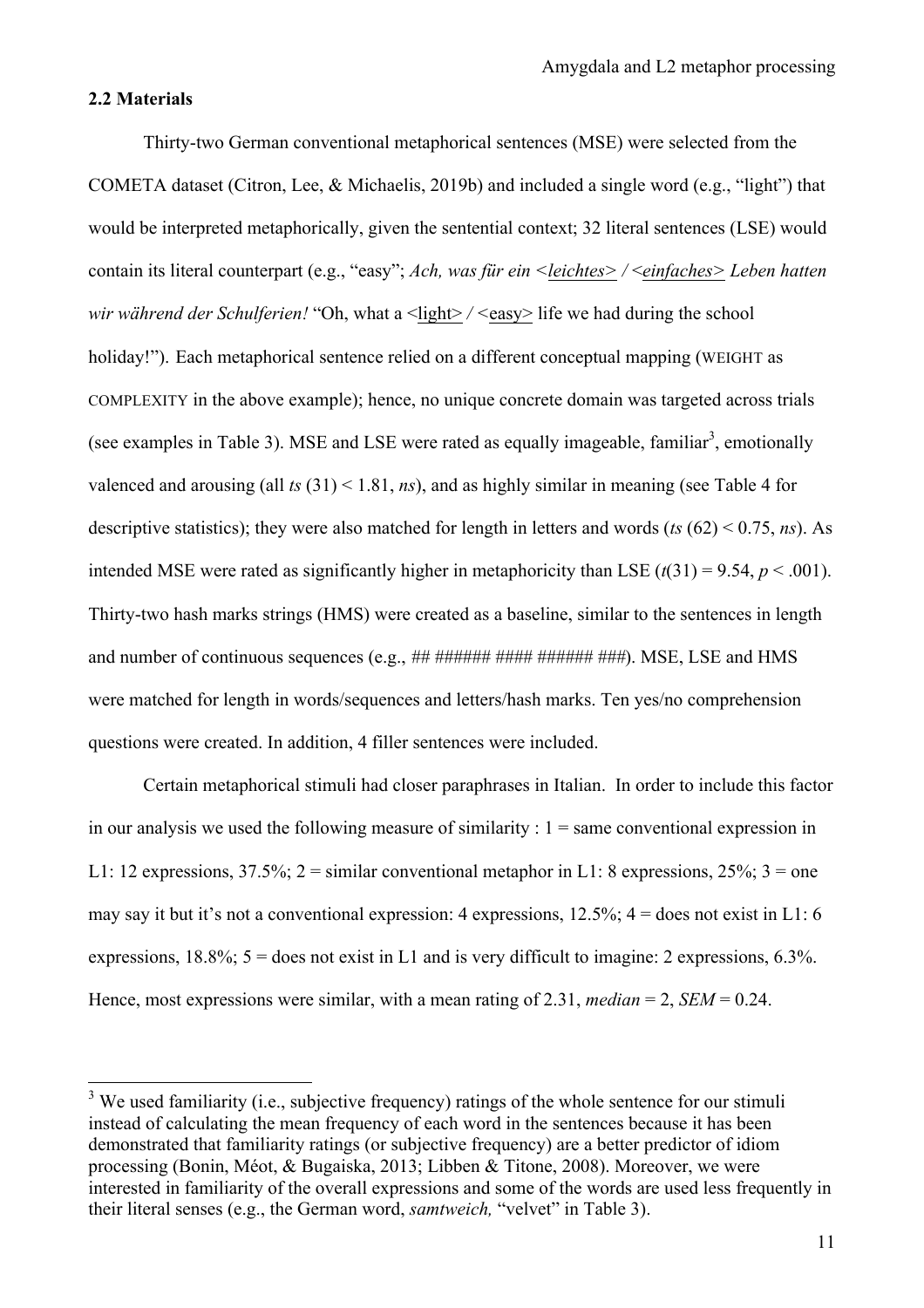### 2.2 Materials

Thirty-two German conventional metaphorical sentences (MSE) were selected from the COMETA dataset (Citron, Lee, & Michaelis, 2019b) and included a single word (e.g., "light") that would be interpreted metaphorically, given the sentential context; 32 literal sentences (LSE) would contain its literal counterpart (e.g., "easy"; *Ach, was für ein <leichtes> / <einfaches> Leben hatten wir während der Schulferien!* "Oh, what a <light> / <easy> life we had during the school holiday!"). Each metaphorical sentence relied on a different conceptual mapping (WEIGHT as COMPLEXITY in the above example); hence, no unique concrete domain was targeted across trials (see examples in Table 3). MSE and LSE were rated as equally imageable, familiar[3], emotionally valenced and arousing (all $ts$ (31) < 1.81, $ns$), and as highly similar in meaning (see Table 4 for descriptive statistics); they were also matched for length in letters and words ($ts$ (62) < 0.75, $ns$). As intended MSE were rated as significantly higher in metaphoricity than LSE ($t(31) = 9.54$, $p < .001$). Thirty-two hash marks strings (HMS) were created as a baseline, similar to the sentences in length and number of continuous sequences (e.g., ## ###### #### ###### ###). MSE, LSE and HMS were matched for length in words/sequences and letters/hash marks. Ten yes/no comprehension questions were created. In addition, 4 filler sentences were included.

Certain metaphorical stimuli had closer paraphrases in Italian. In order to include this factor in our analysis we used the following measure of similarity : 1 = same conventional expression in L1: 12 expressions, 37.5%; 2 = similar conventional metaphor in L1: 8 expressions, 25%; 3 = one may say it but it's not a conventional expression: 4 expressions, 12.5%; 4 = does not exist in L1: 6 expressions, 18.8%; 5 = does not exist in L1 and is very difficult to imagine: 2 expressions, 6.3%. Hence, most expressions were similar, with a mean rating of 2.31, *median* = 2, *SEM* = 0.24.

---

[3] We used familiarity (i.e., subjective frequency) ratings of the whole sentence for our stimuli instead of calculating the mean frequency of each word in the sentences because it has been demonstrated that familiarity ratings (or subjective frequency) are a better predictor of idiom processing (Bonin, Méot, & Bugaiska, 2013; Libben & Titone, 2008). Moreover, we were interested in familiarity of the overall expressions and some of the words are used less frequently in their literal senses (e.g., the German word, *samtweich,* "velvet" in Table 3).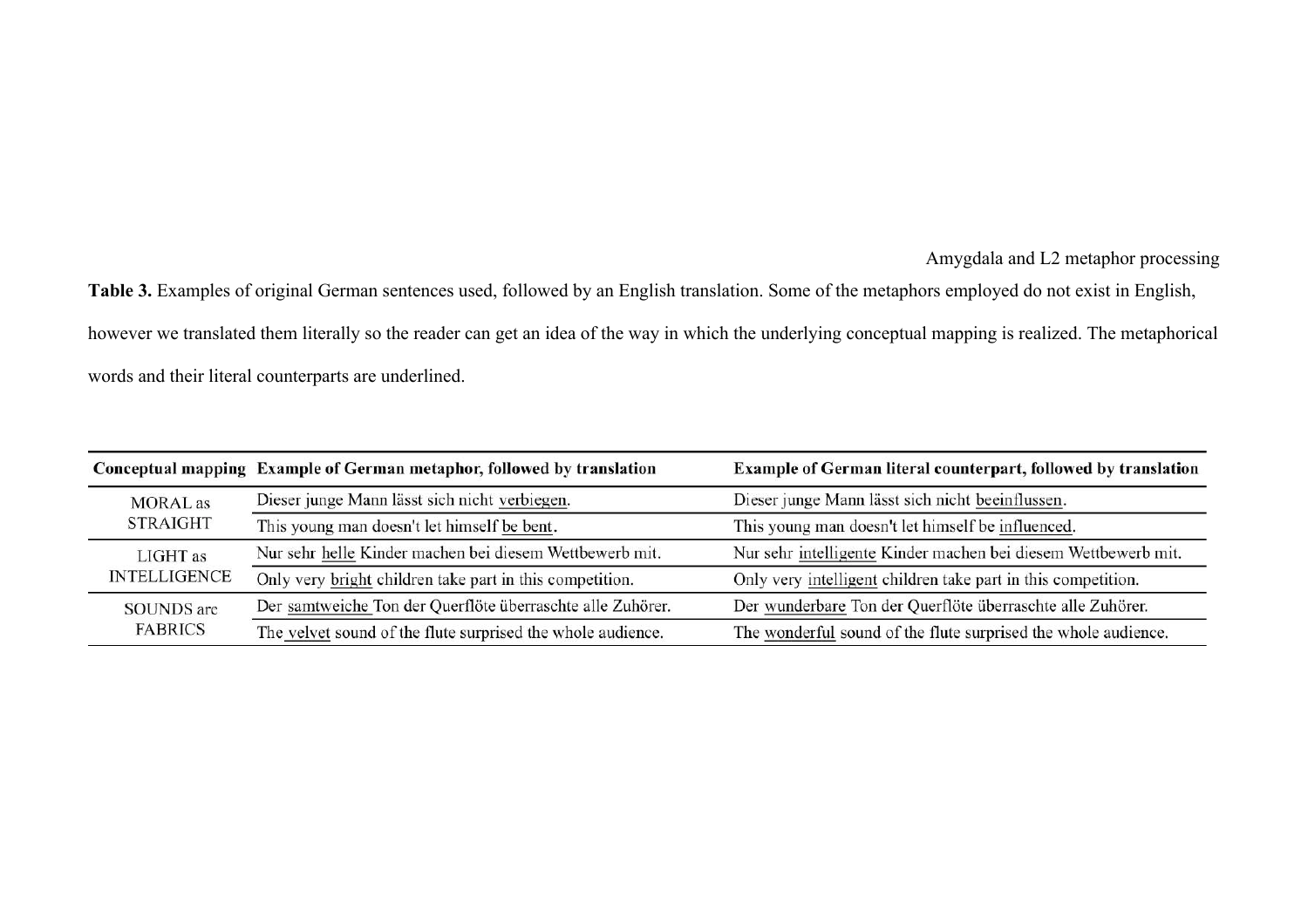**Table 3.** Examples of original German sentences used, followed by an English translation. Some of the metaphors employed do not exist in English, however we translated them literally so the reader can get an idea of the way in which the underlying conceptual mapping is realized. The metaphorical words and their literal counterparts are underlined.

| Conceptual mapping | Example of German metaphor, followed by translation | Example of German literal counterpart, followed by translation |
|---|---|---|
| MORAL as STRAIGHT | Dieser junge Mann lässt sich nicht <u>verbiegen</u>. | Dieser junge Mann lässt sich nicht <u>beeinflussen</u>. |
| | This young man doesn't let himself <u>be bent</u>. | This young man doesn't let himself be <u>influenced</u>. |
| LIGHT as INTELLIGENCE | Nur sehr <u>helle</u> Kinder machen bei diesem Wettbewerb mit. | Nur sehr <u>intelligente</u> Kinder machen bei diesem Wettbewerb mit. |
| | Only very <u>bright</u> children take part in this competition. | Only very <u>intelligent</u> children take part in this competition. |
| SOUNDS are FABRICS | Der <u>samtweiche</u> Ton der Querflöte überraschte alle Zuhörer. | Der <u>wunderbare</u> Ton der Querflöte überraschte alle Zuhörer. |
| | The <u>velvet</u> sound of the flute surprised the whole audience. | The <u>wonderful</u> sound of the flute surprised the whole audience. |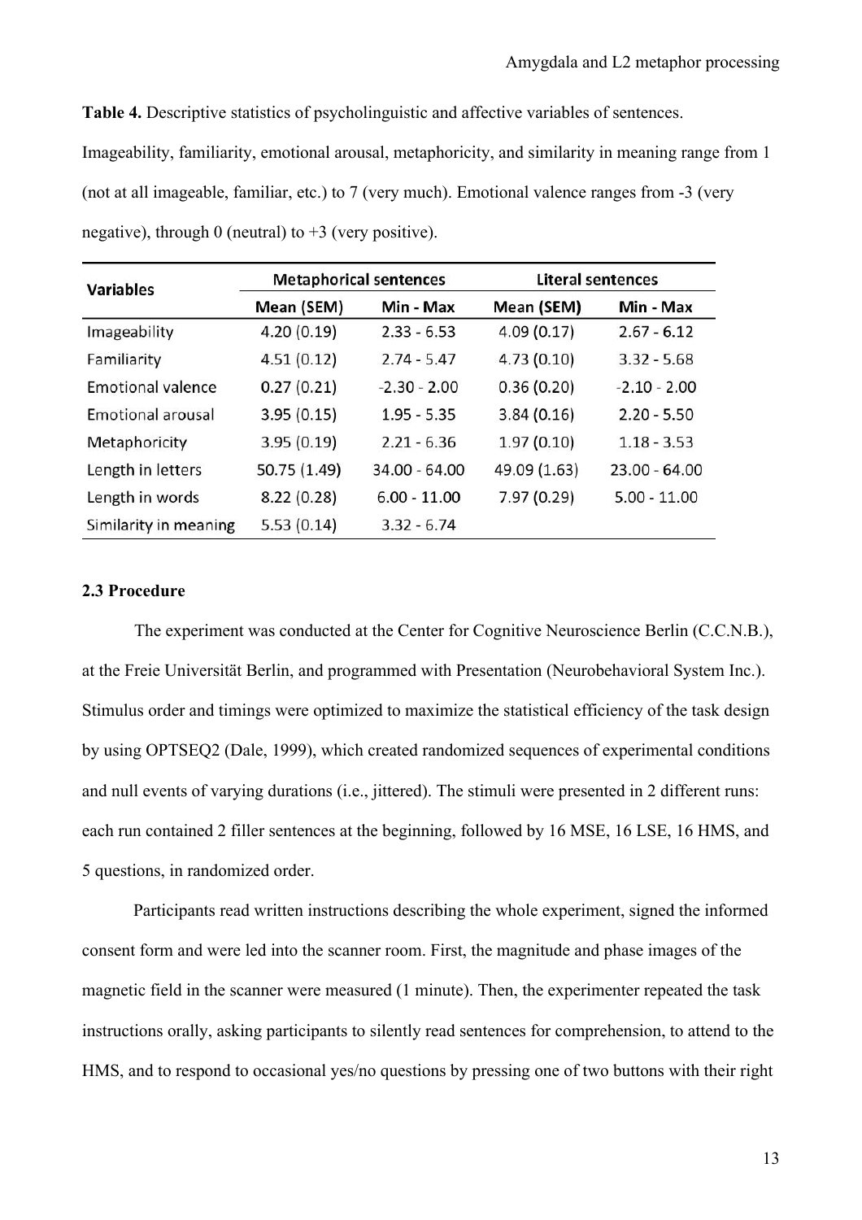**Table 4.** Descriptive statistics of psycholinguistic and affective variables of sentences. Imageability, familiarity, emotional arousal, metaphoricity, and similarity in meaning range from 1 (not at all imageable, familiar, etc.) to 7 (very much). Emotional valence ranges from -3 (very negative), through 0 (neutral) to +3 (very positive).

| Variables | Metaphorical sentences | | Literal sentences | |
|---|---|---|---|---|
| | Mean (SEM) | Min - Max | Mean (SEM) | Min - Max |
| Imageability | 4.20 (0.19) | 2.33 - 6.53 | 4.09 (0.17) | 2.67 - 6.12 |
| Familiarity | 4.51 (0.12) | 2.74 - 5.47 | 4.73 (0.10) | 3.32 - 5.68 |
| Emotional valence | 0.27 (0.21) | -2.30 - 2.00 | 0.36 (0.20) | -2.10 - 2.00 |
| Emotional arousal | 3.95 (0.15) | 1.95 - 5.35 | 3.84 (0.16) | 2.20 - 5.50 |
| Metaphoricity | 3.95 (0.19) | 2.21 - 6.36 | 1.97 (0.10) | 1.18 - 3.53 |
| Length in letters | 50.75 (1.49) | 34.00 - 64.00 | 49.09 (1.63) | 23.00 - 64.00 |
| Length in words | 8.22 (0.28) | 6.00 - 11.00 | 7.97 (0.29) | 5.00 - 11.00 |
| Similarity in meaning | 5.53 (0.14) | 3.32 - 6.74 | | |

### 2.3 Procedure

The experiment was conducted at the Center for Cognitive Neuroscience Berlin (C.C.N.B.), at the Freie Universität Berlin, and programmed with Presentation (Neurobehavioral System Inc.). Stimulus order and timings were optimized to maximize the statistical efficiency of the task design by using OPTSEQ2 (Dale, 1999), which created randomized sequences of experimental conditions and null events of varying durations (i.e., jittered). The stimuli were presented in 2 different runs: each run contained 2 filler sentences at the beginning, followed by 16 MSE, 16 LSE, 16 HMS, and 5 questions, in randomized order.

Participants read written instructions describing the whole experiment, signed the informed consent form and were led into the scanner room. First, the magnitude and phase images of the magnetic field in the scanner were measured (1 minute). Then, the experimenter repeated the task instructions orally, asking participants to silently read sentences for comprehension, to attend to the HMS, and to respond to occasional yes/no questions by pressing one of two buttons with their right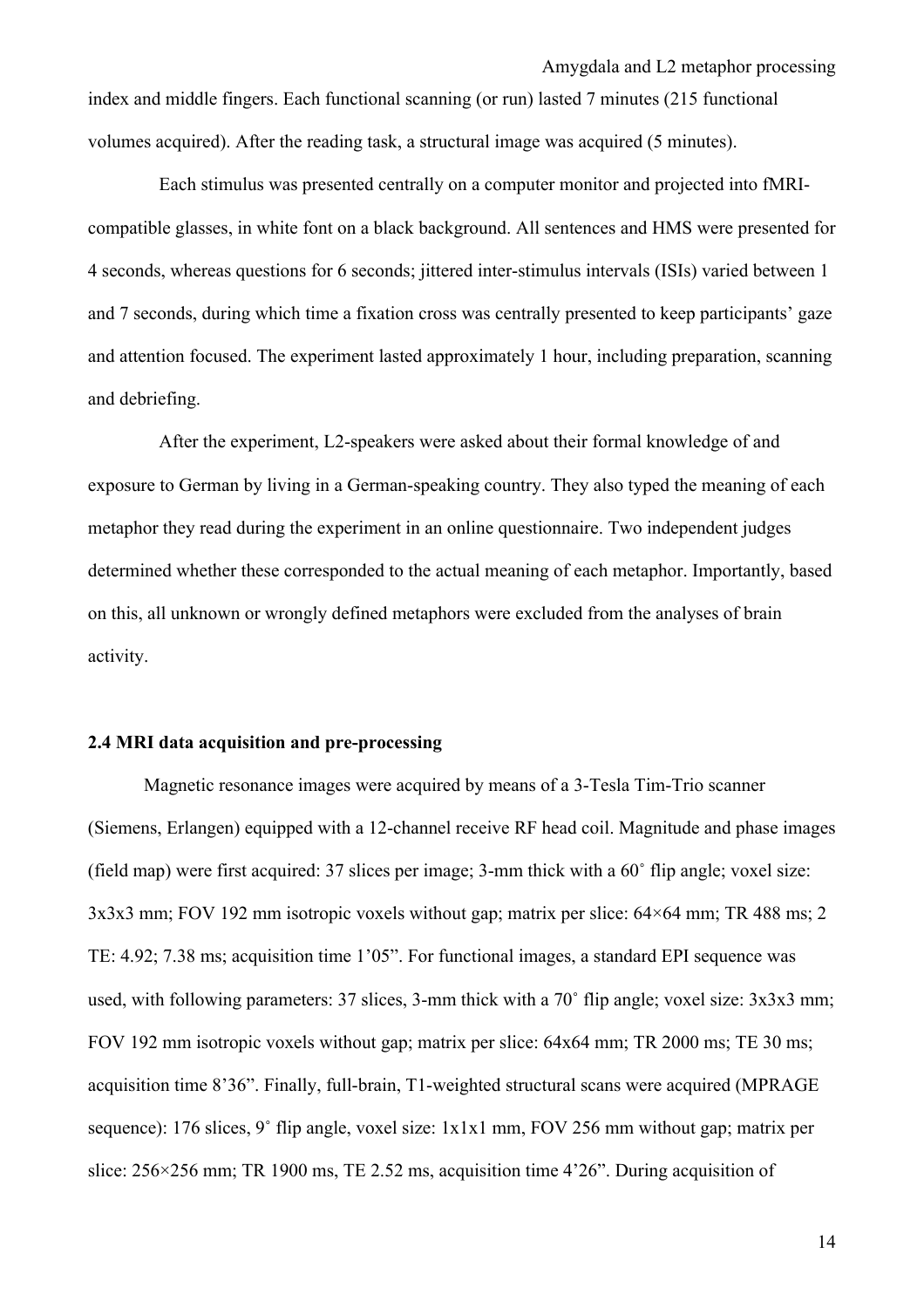index and middle fingers. Each functional scanning (or run) lasted 7 minutes (215 functional volumes acquired). After the reading task, a structural image was acquired (5 minutes).

Each stimulus was presented centrally on a computer monitor and projected into fMRI-compatible glasses, in white font on a black background. All sentences and HMS were presented for 4 seconds, whereas questions for 6 seconds; jittered inter-stimulus intervals (ISIs) varied between 1 and 7 seconds, during which time a fixation cross was centrally presented to keep participants' gaze and attention focused. The experiment lasted approximately 1 hour, including preparation, scanning and debriefing.

After the experiment, L2-speakers were asked about their formal knowledge of and exposure to German by living in a German-speaking country. They also typed the meaning of each metaphor they read during the experiment in an online questionnaire. Two independent judges determined whether these corresponded to the actual meaning of each metaphor. Importantly, based on this, all unknown or wrongly defined metaphors were excluded from the analyses of brain activity.

### 2.4 MRI data acquisition and pre-processing

Magnetic resonance images were acquired by means of a 3-Tesla Tim-Trio scanner (Siemens, Erlangen) equipped with a 12-channel receive RF head coil. Magnitude and phase images (field map) were first acquired: 37 slices per image; 3-mm thick with a 60˚ flip angle; voxel size: 3x3x3 mm; FOV 192 mm isotropic voxels without gap; matrix per slice: 64×64 mm; TR 488 ms; 2 TE: 4.92; 7.38 ms; acquisition time 1'05". For functional images, a standard EPI sequence was used, with following parameters: 37 slices, 3-mm thick with a 70˚ flip angle; voxel size: 3x3x3 mm; FOV 192 mm isotropic voxels without gap; matrix per slice: 64x64 mm; TR 2000 ms; TE 30 ms; acquisition time 8'36". Finally, full-brain, T1-weighted structural scans were acquired (MPRAGE sequence): 176 slices, 9˚ flip angle, voxel size: 1x1x1 mm, FOV 256 mm without gap; matrix per slice: 256×256 mm; TR 1900 ms, TE 2.52 ms, acquisition time 4'26". During acquisition of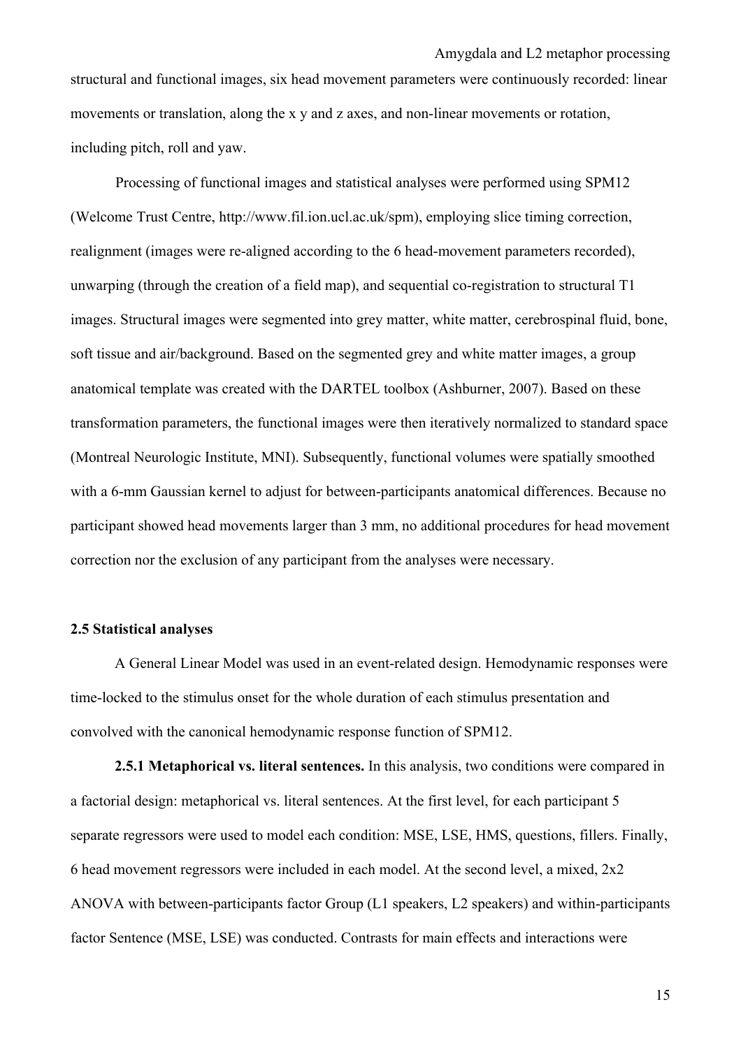structural and functional images, six head movement parameters were continuously recorded: linear movements or translation, along the x y and z axes, and non-linear movements or rotation, including pitch, roll and yaw.

Processing of functional images and statistical analyses were performed using SPM12 (Welcome Trust Centre, http://www.fil.ion.ucl.ac.uk/spm), employing slice timing correction, realignment (images were re-aligned according to the 6 head-movement parameters recorded), unwarping (through the creation of a field map), and sequential co-registration to structural T1 images. Structural images were segmented into grey matter, white matter, cerebrospinal fluid, bone, soft tissue and air/background. Based on the segmented grey and white matter images, a group anatomical template was created with the DARTEL toolbox (Ashburner, 2007). Based on these transformation parameters, the functional images were then iteratively normalized to standard space (Montreal Neurologic Institute, MNI). Subsequently, functional volumes were spatially smoothed with a 6-mm Gaussian kernel to adjust for between-participants anatomical differences. Because no participant showed head movements larger than 3 mm, no additional procedures for head movement correction nor the exclusion of any participant from the analyses were necessary.

### 2.5 Statistical analyses

A General Linear Model was used in an event-related design. Hemodynamic responses were time-locked to the stimulus onset for the whole duration of each stimulus presentation and convolved with the canonical hemodynamic response function of SPM12.

**2.5.1 Metaphorical vs. literal sentences.** In this analysis, two conditions were compared in a factorial design: metaphorical vs. literal sentences. At the first level, for each participant 5 separate regressors were used to model each condition: MSE, LSE, HMS, questions, fillers. Finally, 6 head movement regressors were included in each model. At the second level, a mixed, 2x2 ANOVA with between-participants factor Group (L1 speakers, L2 speakers) and within-participants factor Sentence (MSE, LSE) was conducted. Contrasts for main effects and interactions were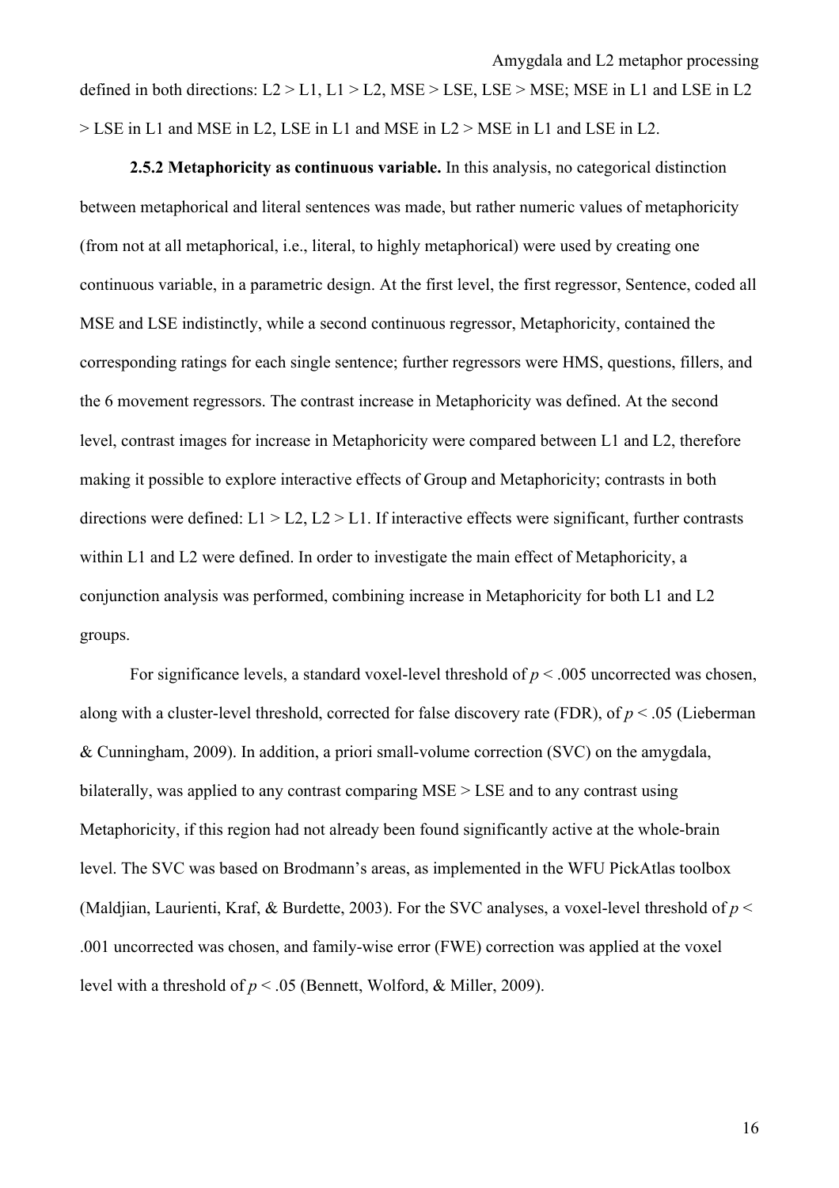defined in both directions: L2 > L1, L1 > L2, MSE > LSE, LSE > MSE; MSE in L1 and LSE in L2 > LSE in L1 and MSE in L2, LSE in L1 and MSE in L2 > MSE in L1 and LSE in L2.

**2.5.2 Metaphoricity as continuous variable.** In this analysis, no categorical distinction between metaphorical and literal sentences was made, but rather numeric values of metaphoricity (from not at all metaphorical, i.e., literal, to highly metaphorical) were used by creating one continuous variable, in a parametric design. At the first level, the first regressor, Sentence, coded all MSE and LSE indistinctly, while a second continuous regressor, Metaphoricity, contained the corresponding ratings for each single sentence; further regressors were HMS, questions, fillers, and the 6 movement regressors. The contrast increase in Metaphoricity was defined. At the second level, contrast images for increase in Metaphoricity were compared between L1 and L2, therefore making it possible to explore interactive effects of Group and Metaphoricity; contrasts in both directions were defined: L1 > L2, L2 > L1. If interactive effects were significant, further contrasts within L1 and L2 were defined. In order to investigate the main effect of Metaphoricity, a conjunction analysis was performed, combining increase in Metaphoricity for both L1 and L2 groups.

For significance levels, a standard voxel-level threshold of $p < .005$ uncorrected was chosen, along with a cluster-level threshold, corrected for false discovery rate (FDR), of $p < .05$ (Lieberman & Cunningham, 2009). In addition, a priori small-volume correction (SVC) on the amygdala, bilaterally, was applied to any contrast comparing MSE > LSE and to any contrast using Metaphoricity, if this region had not already been found significantly active at the whole-brain level. The SVC was based on Brodmann's areas, as implemented in the WFU PickAtlas toolbox (Maldjian, Laurienti, Kraf, & Burdette, 2003). For the SVC analyses, a voxel-level threshold of $p < .001$ uncorrected was chosen, and family-wise error (FWE) correction was applied at the voxel level with a threshold of $p < .05$ (Bennett, Wolford, & Miller, 2009).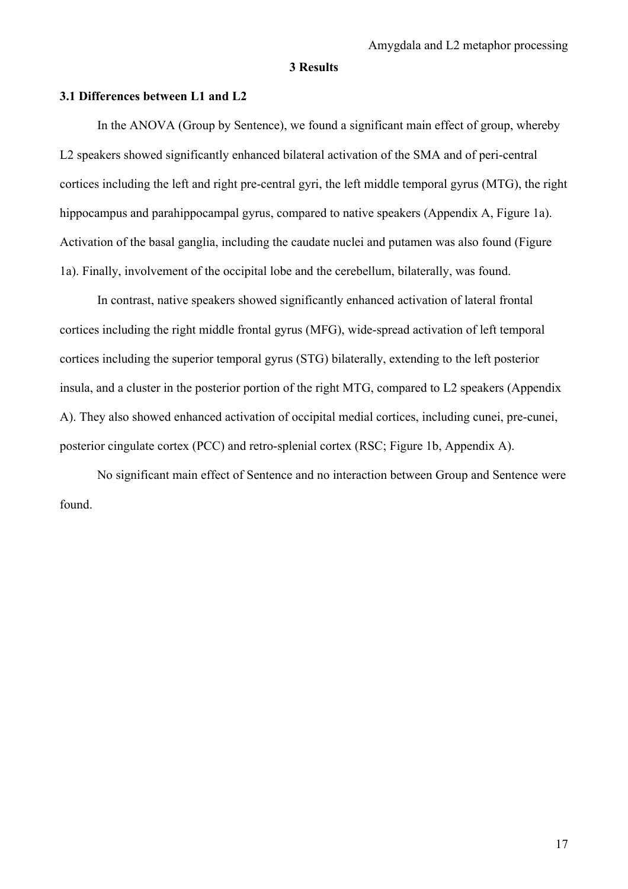# 3 Results

## 3.1 Differences between L1 and L2

In the ANOVA (Group by Sentence), we found a significant main effect of group, whereby L2 speakers showed significantly enhanced bilateral activation of the SMA and of peri-central cortices including the left and right pre-central gyri, the left middle temporal gyrus (MTG), the right hippocampus and parahippocampal gyrus, compared to native speakers (Appendix A, Figure 1a). Activation of the basal ganglia, including the caudate nuclei and putamen was also found (Figure 1a). Finally, involvement of the occipital lobe and the cerebellum, bilaterally, was found.

In contrast, native speakers showed significantly enhanced activation of lateral frontal cortices including the right middle frontal gyrus (MFG), wide-spread activation of left temporal cortices including the superior temporal gyrus (STG) bilaterally, extending to the left posterior insula, and a cluster in the posterior portion of the right MTG, compared to L2 speakers (Appendix A). They also showed enhanced activation of occipital medial cortices, including cunei, pre-cunei, posterior cingulate cortex (PCC) and retro-splenial cortex (RSC; Figure 1b, Appendix A).

No significant main effect of Sentence and no interaction between Group and Sentence were found.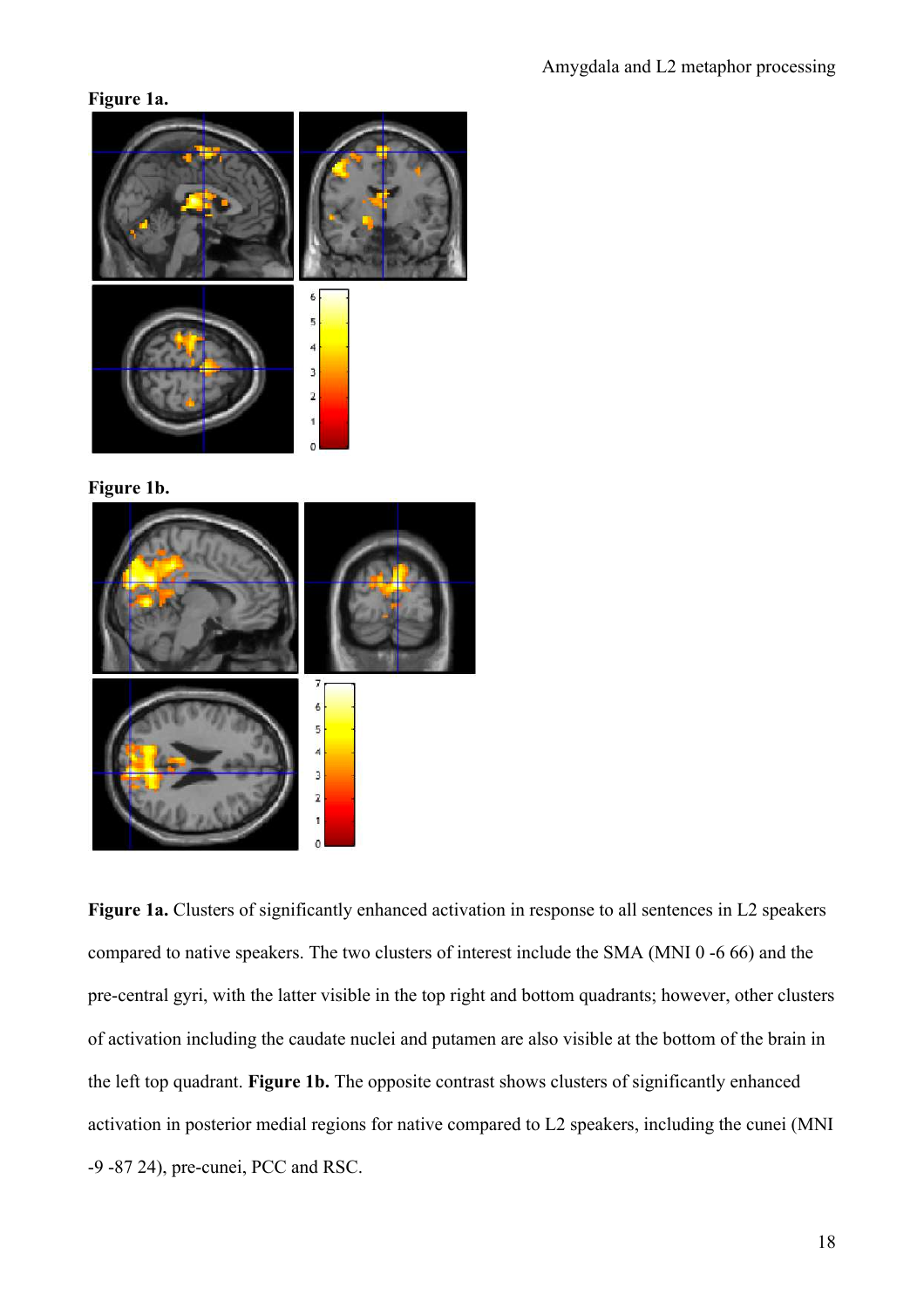**Figure 1a.**

**Figure 1b.**

**Figure 1a.** Clusters of significantly enhanced activation in response to all sentences in L2 speakers compared to native speakers. The two clusters of interest include the SMA (MNI 0 -6 66) and the pre-central gyri, with the latter visible in the top right and bottom quadrants; however, other clusters of activation including the caudate nuclei and putamen are also visible at the bottom of the brain in the left top quadrant. **Figure 1b.** The opposite contrast shows clusters of significantly enhanced activation in posterior medial regions for native compared to L2 speakers, including the cunei (MNI -9 -87 24), pre-cunei, PCC and RSC.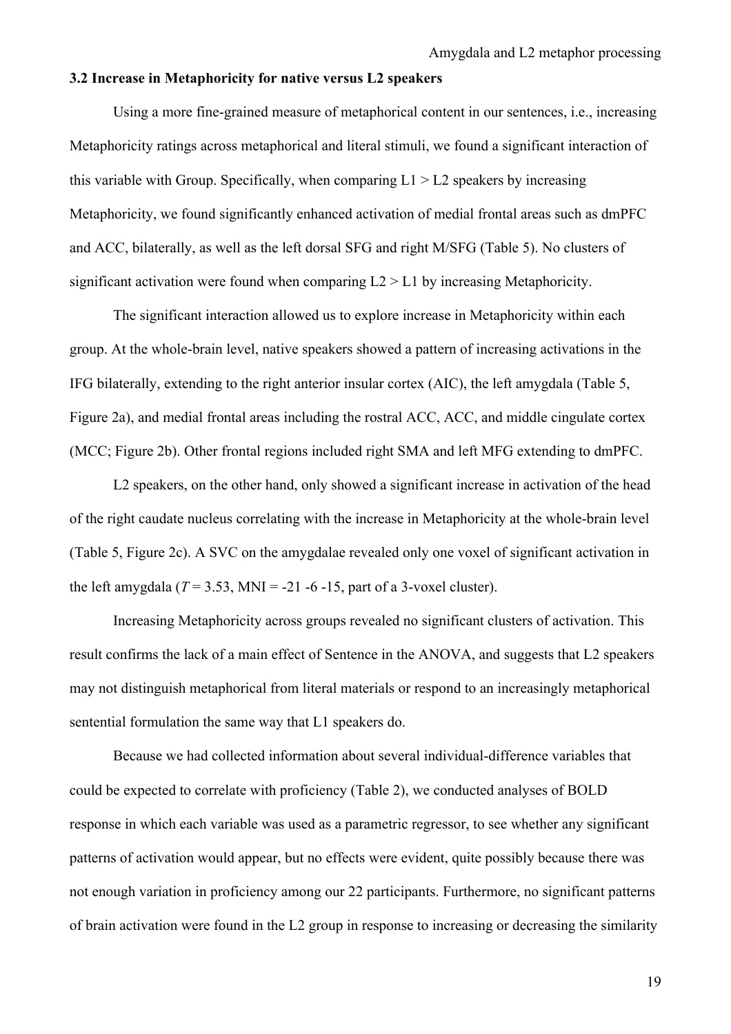### 3.2 Increase in Metaphoricity for native versus L2 speakers

Using a more fine-grained measure of metaphorical content in our sentences, i.e., increasing Metaphoricity ratings across metaphorical and literal stimuli, we found a significant interaction of this variable with Group. Specifically, when comparing L1 > L2 speakers by increasing Metaphoricity, we found significantly enhanced activation of medial frontal areas such as dmPFC and ACC, bilaterally, as well as the left dorsal SFG and right M/SFG (Table 5). No clusters of significant activation were found when comparing L2 > L1 by increasing Metaphoricity.

The significant interaction allowed us to explore increase in Metaphoricity within each group. At the whole-brain level, native speakers showed a pattern of increasing activations in the IFG bilaterally, extending to the right anterior insular cortex (AIC), the left amygdala (Table 5, Figure 2a), and medial frontal areas including the rostral ACC, ACC, and middle cingulate cortex (MCC; Figure 2b). Other frontal regions included right SMA and left MFG extending to dmPFC.

L2 speakers, on the other hand, only showed a significant increase in activation of the head of the right caudate nucleus correlating with the increase in Metaphoricity at the whole-brain level (Table 5, Figure 2c). A SVC on the amygdalae revealed only one voxel of significant activation in the left amygdala ($T = 3.53$, MNI = -21 -6 -15, part of a 3-voxel cluster).

Increasing Metaphoricity across groups revealed no significant clusters of activation. This result confirms the lack of a main effect of Sentence in the ANOVA, and suggests that L2 speakers may not distinguish metaphorical from literal materials or respond to an increasingly metaphorical sentential formulation the same way that L1 speakers do.

Because we had collected information about several individual-difference variables that could be expected to correlate with proficiency (Table 2), we conducted analyses of BOLD response in which each variable was used as a parametric regressor, to see whether any significant patterns of activation would appear, but no effects were evident, quite possibly because there was not enough variation in proficiency among our 22 participants. Furthermore, no significant patterns of brain activation were found in the L2 group in response to increasing or decreasing the similarity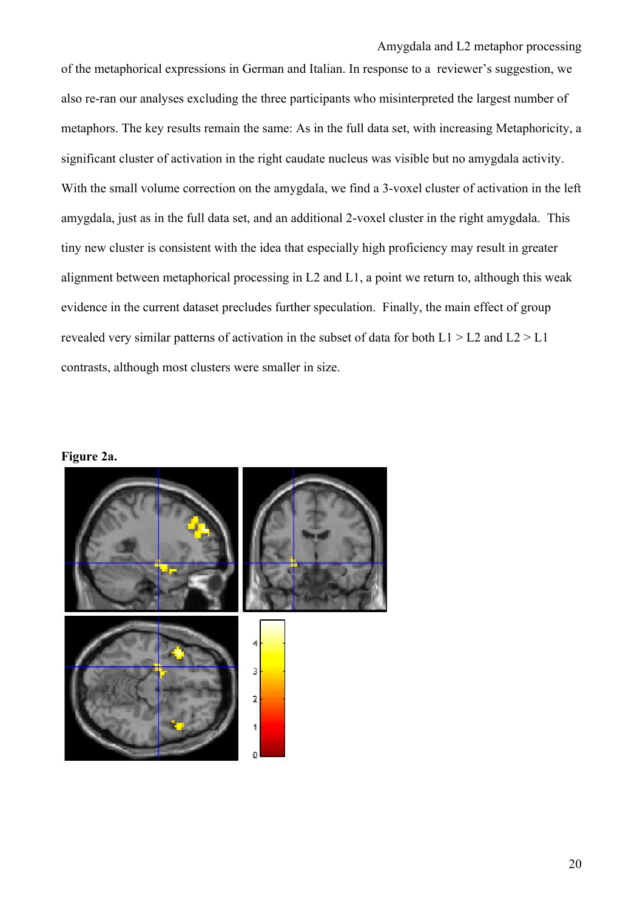of the metaphorical expressions in German and Italian. In response to a reviewer's suggestion, we also re-ran our analyses excluding the three participants who misinterpreted the largest number of metaphors. The key results remain the same: As in the full data set, with increasing Metaphoricity, a significant cluster of activation in the right caudate nucleus was visible but no amygdala activity. With the small volume correction on the amygdala, we find a 3-voxel cluster of activation in the left amygdala, just as in the full data set, and an additional 2-voxel cluster in the right amygdala. This tiny new cluster is consistent with the idea that especially high proficiency may result in greater alignment between metaphorical processing in L2 and L1, a point we return to, although this weak evidence in the current dataset precludes further speculation. Finally, the main effect of group revealed very similar patterns of activation in the subset of data for both L1 > L2 and L2 > L1 contrasts, although most clusters were smaller in size.

**Figure 2a.**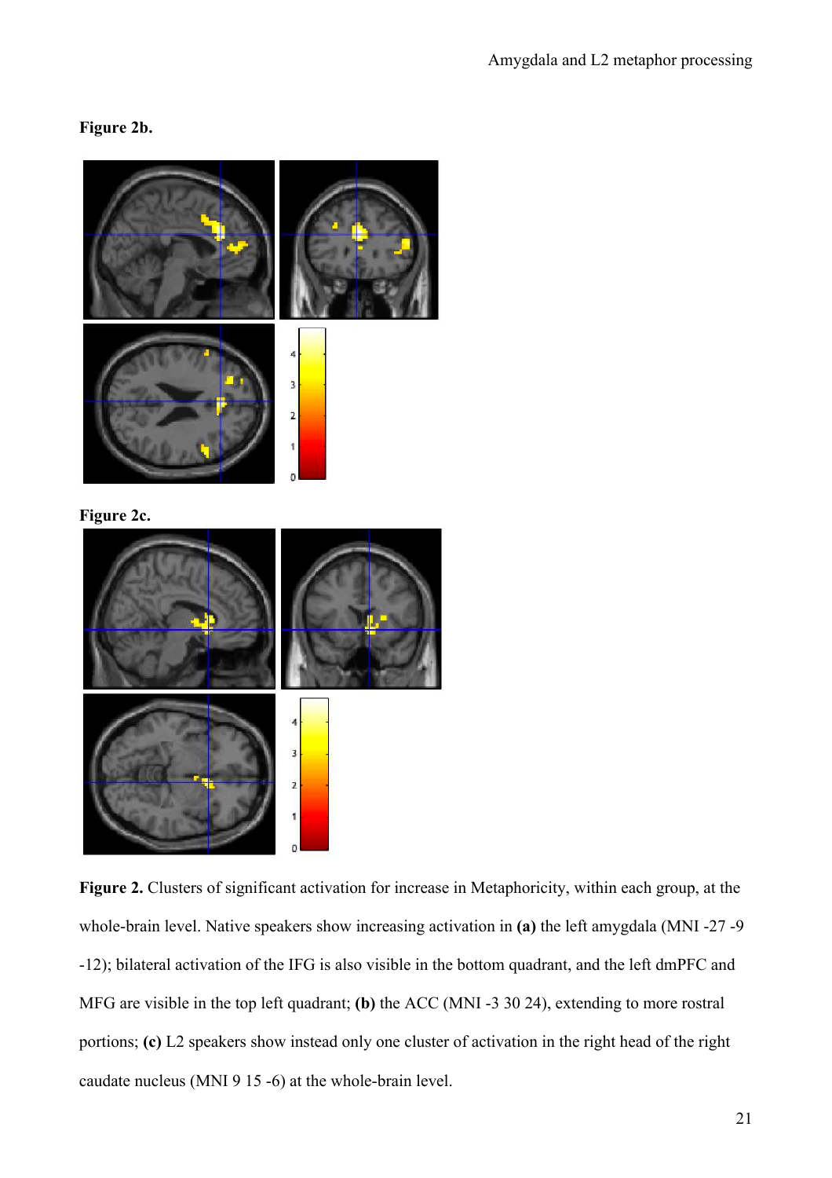**Figure 2b.**

**Figure 2c.**

**Figure 2.** Clusters of significant activation for increase in Metaphoricity, within each group, at the whole-brain level. Native speakers show increasing activation in **(a)** the left amygdala (MNI -27 -9 -12); bilateral activation of the IFG is also visible in the bottom quadrant, and the left dmPFC and MFG are visible in the top left quadrant; **(b)** the ACC (MNI -3 30 24), extending to more rostral portions; **(c)** L2 speakers show instead only one cluster of activation in the right head of the right caudate nucleus (MNI 9 15 -6) at the whole-brain level.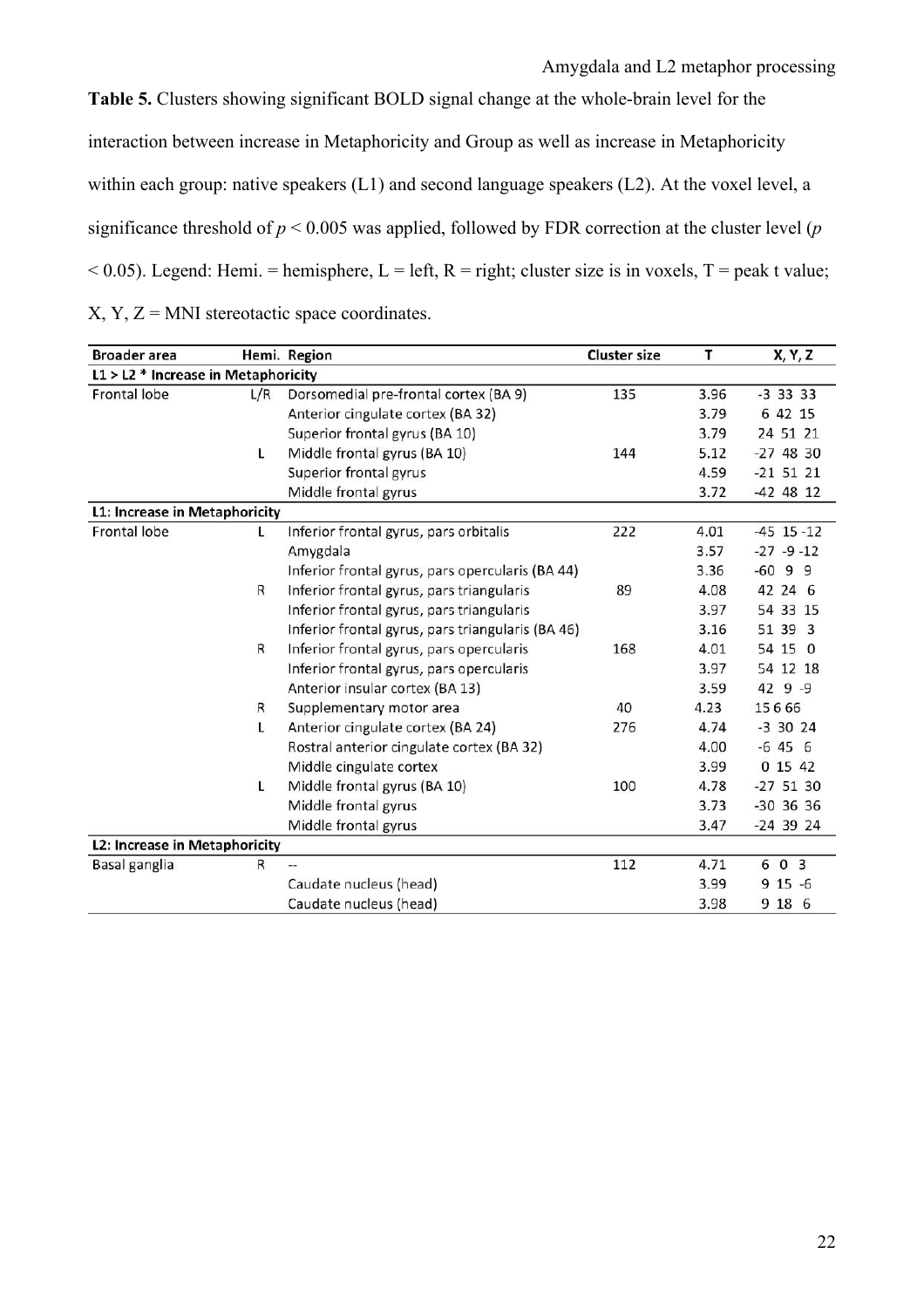**Table 5.** Clusters showing significant BOLD signal change at the whole-brain level for the interaction between increase in Metaphoricity and Group as well as increase in Metaphoricity within each group: native speakers (L1) and second language speakers (L2). At the voxel level, a significance threshold of $p < 0.005$ was applied, followed by FDR correction at the cluster level ($p < 0.05$). Legend: Hemi. = hemisphere, L = left, R = right; cluster size is in voxels, T = peak t value; X, Y, Z = MNI stereotactic space coordinates.

| Broader area | Hemi. | Region | Cluster size | T | X, Y, Z |
|---|---|---|---|---|---|
| **L1 > L2 * Increase in Metaphoricity** | | | | | |
| Frontal lobe | L/R | Dorsomedial pre-frontal cortex (BA 9) | 135 | 3.96 | -3 33 33 |
| | | Anterior cingulate cortex (BA 32) | | 3.79 | 6 42 15 |
| | | Superior frontal gyrus (BA 10) | | 3.79 | 24 51 21 |
| | L | Middle frontal gyrus (BA 10) | 144 | 5.12 | -27 48 30 |
| | | Superior frontal gyrus | | 4.59 | -21 51 21 |
| | | Middle frontal gyrus | | 3.72 | -42 48 12 |
| **L1: Increase in Metaphoricity** | | | | | |
| Frontal lobe | L | Inferior frontal gyrus, pars orbitalis | 222 | 4.01 | -45 15 -12 |
| | | Amygdala | | 3.57 | -27 -9 -12 |
| | | Inferior frontal gyrus, pars opercularis (BA 44) | | 3.36 | -60 9 9 |
| | R | Inferior frontal gyrus, pars triangularis | 89 | 4.08 | 42 24 6 |
| | | Inferior frontal gyrus, pars triangularis | | 3.97 | 54 33 15 |
| | | Inferior frontal gyrus, pars triangularis (BA 46) | | 3.16 | 51 39 3 |
| | R | Inferior frontal gyrus, pars opercularis | 168 | 4.01 | 54 15 0 |
| | | Inferior frontal gyrus, pars opercularis | | 3.97 | 54 12 18 |
| | | Anterior insular cortex (BA 13) | | 3.59 | 42 9 -9 |
| | R | Supplementary motor area | 40 | 4.23 | 15 6 66 |
| | L | Anterior cingulate cortex (BA 24) | 276 | 4.74 | -3 30 24 |
| | | Rostral anterior cingulate cortex (BA 32) | | 4.00 | -6 45 6 |
| | | Middle cingulate cortex | | 3.99 | 0 15 42 |
| | L | Middle frontal gyrus (BA 10) | 100 | 4.78 | -27 51 30 |
| | | Middle frontal gyrus | | 3.73 | -30 36 36 |
| | | Middle frontal gyrus | | 3.47 | -24 39 24 |
| **L2: Increase in Metaphoricity** | | | | | |
| Basal ganglia | R | -- | 112 | 4.71 | 6 0 3 |
| | | Caudate nucleus (head) | | 3.99 | 9 15 -6 |
| | | Caudate nucleus (head) | | 3.98 | 9 18 6 |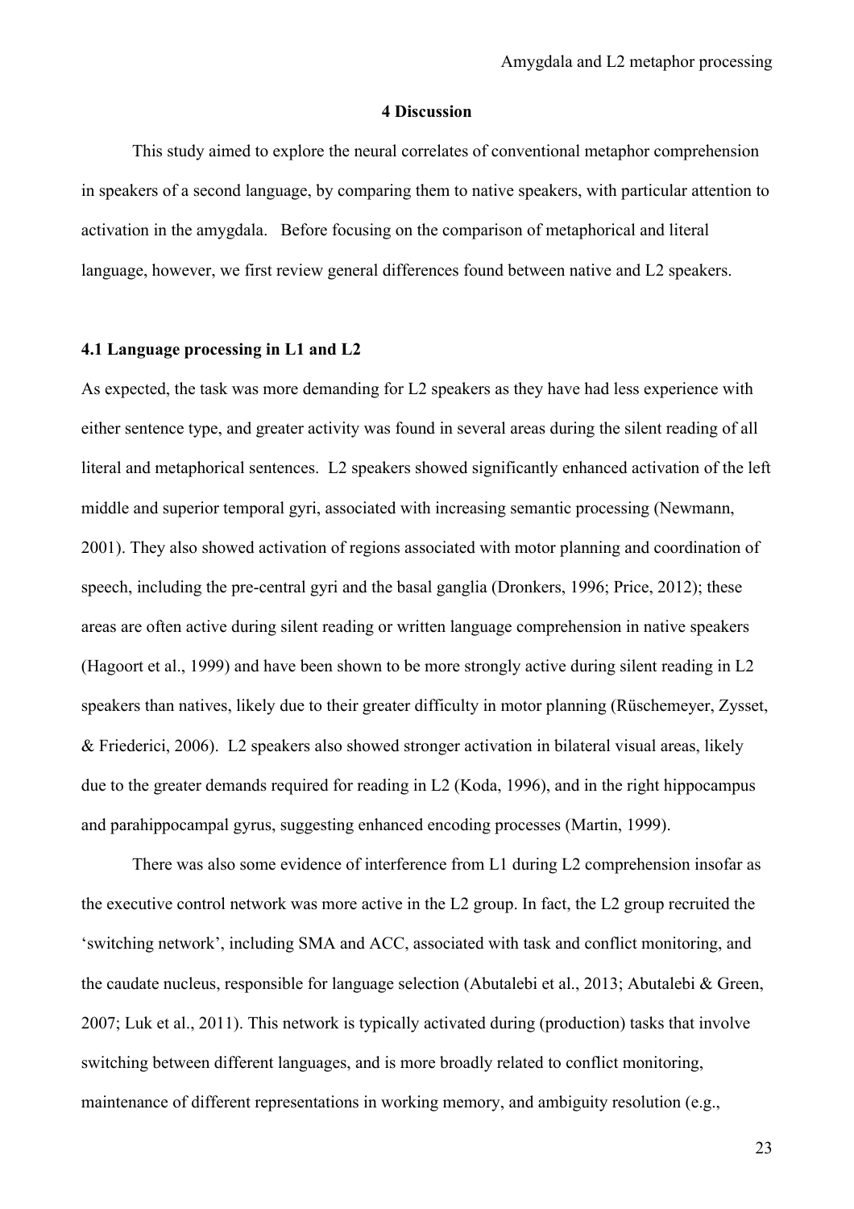## 4 Discussion

This study aimed to explore the neural correlates of conventional metaphor comprehension in speakers of a second language, by comparing them to native speakers, with particular attention to activation in the amygdala. Before focusing on the comparison of metaphorical and literal language, however, we first review general differences found between native and L2 speakers.

### 4.1 Language processing in L1 and L2

As expected, the task was more demanding for L2 speakers as they have had less experience with either sentence type, and greater activity was found in several areas during the silent reading of all literal and metaphorical sentences. L2 speakers showed significantly enhanced activation of the left middle and superior temporal gyri, associated with increasing semantic processing (Newmann, 2001). They also showed activation of regions associated with motor planning and coordination of speech, including the pre-central gyri and the basal ganglia (Dronkers, 1996; Price, 2012); these areas are often active during silent reading or written language comprehension in native speakers (Hagoort et al., 1999) and have been shown to be more strongly active during silent reading in L2 speakers than natives, likely due to their greater difficulty in motor planning (Rüschemeyer, Zysset, & Friederici, 2006). L2 speakers also showed stronger activation in bilateral visual areas, likely due to the greater demands required for reading in L2 (Koda, 1996), and in the right hippocampus and parahippocampal gyrus, suggesting enhanced encoding processes (Martin, 1999).

There was also some evidence of interference from L1 during L2 comprehension insofar as the executive control network was more active in the L2 group. In fact, the L2 group recruited the 'switching network', including SMA and ACC, associated with task and conflict monitoring, and the caudate nucleus, responsible for language selection (Abutalebi et al., 2013; Abutalebi & Green, 2007; Luk et al., 2011). This network is typically activated during (production) tasks that involve switching between different languages, and is more broadly related to conflict monitoring, maintenance of different representations in working memory, and ambiguity resolution (e.g.,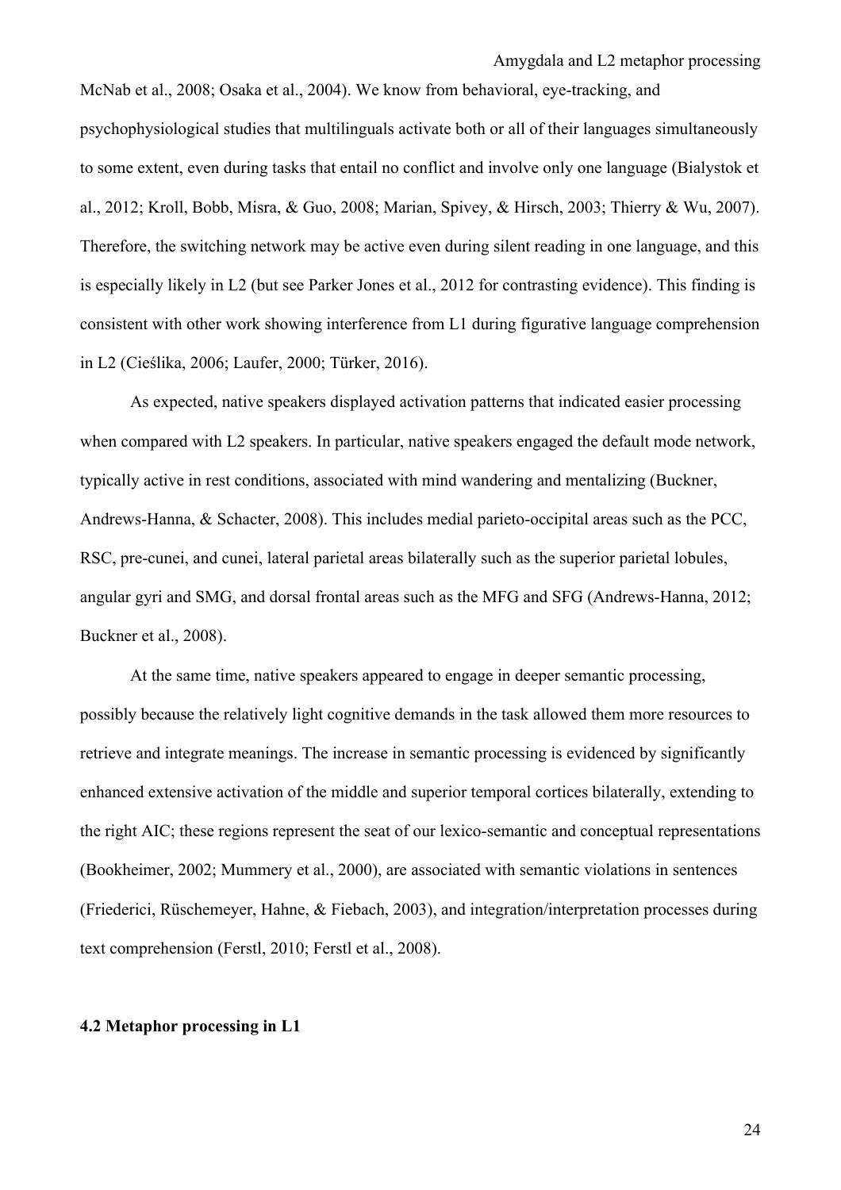McNab et al., 2008; Osaka et al., 2004). We know from behavioral, eye-tracking, and psychophysiological studies that multilinguals activate both or all of their languages simultaneously to some extent, even during tasks that entail no conflict and involve only one language (Bialystok et al., 2012; Kroll, Bobb, Misra, & Guo, 2008; Marian, Spivey, & Hirsch, 2003; Thierry & Wu, 2007). Therefore, the switching network may be active even during silent reading in one language, and this is especially likely in L2 (but see Parker Jones et al., 2012 for contrasting evidence). This finding is consistent with other work showing interference from L1 during figurative language comprehension in L2 (Cieślika, 2006; Laufer, 2000; Türker, 2016).

As expected, native speakers displayed activation patterns that indicated easier processing when compared with L2 speakers. In particular, native speakers engaged the default mode network, typically active in rest conditions, associated with mind wandering and mentalizing (Buckner, Andrews-Hanna, & Schacter, 2008). This includes medial parieto-occipital areas such as the PCC, RSC, pre-cunei, and cunei, lateral parietal areas bilaterally such as the superior parietal lobules, angular gyri and SMG, and dorsal frontal areas such as the MFG and SFG (Andrews-Hanna, 2012; Buckner et al., 2008).

At the same time, native speakers appeared to engage in deeper semantic processing, possibly because the relatively light cognitive demands in the task allowed them more resources to retrieve and integrate meanings. The increase in semantic processing is evidenced by significantly enhanced extensive activation of the middle and superior temporal cortices bilaterally, extending to the right AIC; these regions represent the seat of our lexico-semantic and conceptual representations (Bookheimer, 2002; Mummery et al., 2000), are associated with semantic violations in sentences (Friederici, Rüschemeyer, Hahne, & Fiebach, 2003), and integration/interpretation processes during text comprehension (Ferstl, 2010; Ferstl et al., 2008).

### 4.2 Metaphor processing in L1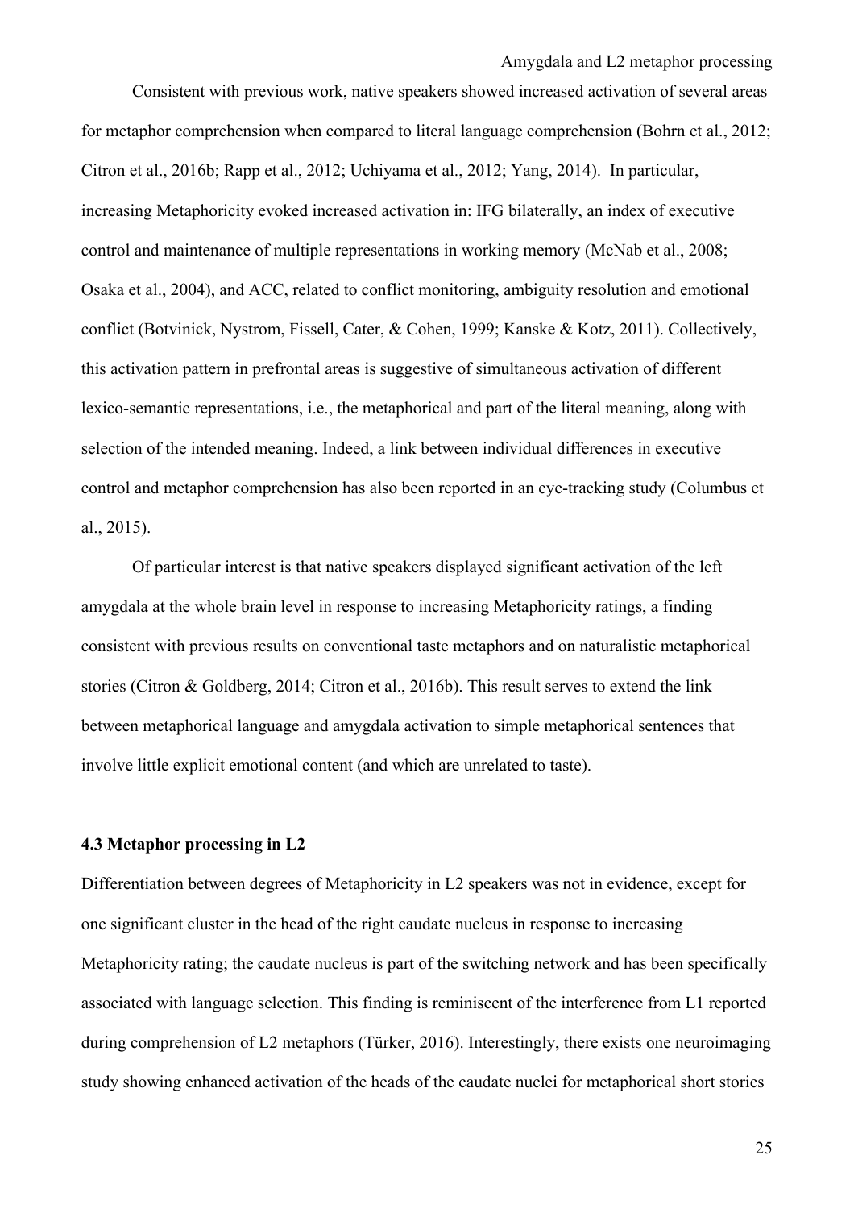Consistent with previous work, native speakers showed increased activation of several areas for metaphor comprehension when compared to literal language comprehension (Bohrn et al., 2012; Citron et al., 2016b; Rapp et al., 2012; Uchiyama et al., 2012; Yang, 2014). In particular, increasing Metaphoricity evoked increased activation in: IFG bilaterally, an index of executive control and maintenance of multiple representations in working memory (McNab et al., 2008; Osaka et al., 2004), and ACC, related to conflict monitoring, ambiguity resolution and emotional conflict (Botvinick, Nystrom, Fissell, Cater, & Cohen, 1999; Kanske & Kotz, 2011). Collectively, this activation pattern in prefrontal areas is suggestive of simultaneous activation of different lexico-semantic representations, i.e., the metaphorical and part of the literal meaning, along with selection of the intended meaning. Indeed, a link between individual differences in executive control and metaphor comprehension has also been reported in an eye-tracking study (Columbus et al., 2015).

Of particular interest is that native speakers displayed significant activation of the left amygdala at the whole brain level in response to increasing Metaphoricity ratings, a finding consistent with previous results on conventional taste metaphors and on naturalistic metaphorical stories (Citron & Goldberg, 2014; Citron et al., 2016b). This result serves to extend the link between metaphorical language and amygdala activation to simple metaphorical sentences that involve little explicit emotional content (and which are unrelated to taste).

### 4.3 Metaphor processing in L2

Differentiation between degrees of Metaphoricity in L2 speakers was not in evidence, except for one significant cluster in the head of the right caudate nucleus in response to increasing Metaphoricity rating; the caudate nucleus is part of the switching network and has been specifically associated with language selection. This finding is reminiscent of the interference from L1 reported during comprehension of L2 metaphors (Türker, 2016). Interestingly, there exists one neuroimaging study showing enhanced activation of the heads of the caudate nuclei for metaphorical short stories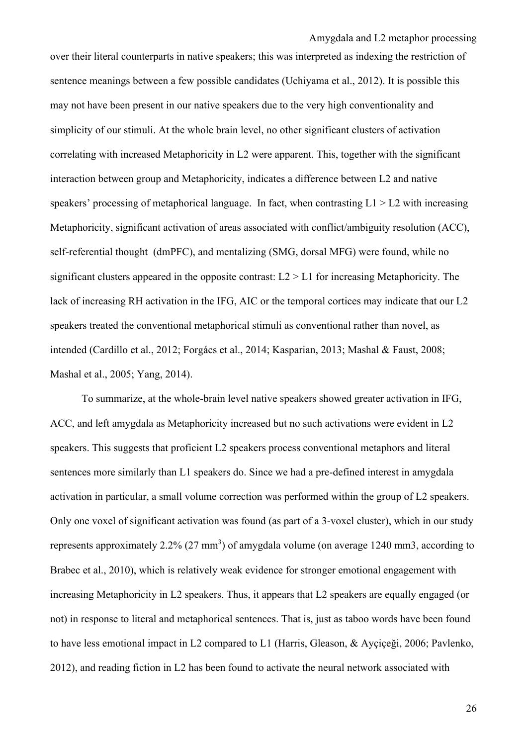over their literal counterparts in native speakers; this was interpreted as indexing the restriction of sentence meanings between a few possible candidates (Uchiyama et al., 2012). It is possible this may not have been present in our native speakers due to the very high conventionality and simplicity of our stimuli. At the whole brain level, no other significant clusters of activation correlating with increased Metaphoricity in L2 were apparent. This, together with the significant interaction between group and Metaphoricity, indicates a difference between L2 and native speakers' processing of metaphorical language. In fact, when contrasting L1 > L2 with increasing Metaphoricity, significant activation of areas associated with conflict/ambiguity resolution (ACC), self-referential thought (dmPFC), and mentalizing (SMG, dorsal MFG) were found, while no significant clusters appeared in the opposite contrast: L2 > L1 for increasing Metaphoricity. The lack of increasing RH activation in the IFG, AIC or the temporal cortices may indicate that our L2 speakers treated the conventional metaphorical stimuli as conventional rather than novel, as intended (Cardillo et al., 2012; Forgács et al., 2014; Kasparian, 2013; Mashal & Faust, 2008; Mashal et al., 2005; Yang, 2014).

To summarize, at the whole-brain level native speakers showed greater activation in IFG, ACC, and left amygdala as Metaphoricity increased but no such activations were evident in L2 speakers. This suggests that proficient L2 speakers process conventional metaphors and literal sentences more similarly than L1 speakers do. Since we had a pre-defined interest in amygdala activation in particular, a small volume correction was performed within the group of L2 speakers. Only one voxel of significant activation was found (as part of a 3-voxel cluster), which in our study represents approximately 2.2% (27 $mm^3$) of amygdala volume (on average 1240 mm3, according to Brabec et al., 2010), which is relatively weak evidence for stronger emotional engagement with increasing Metaphoricity in L2 speakers. Thus, it appears that L2 speakers are equally engaged (or not) in response to literal and metaphorical sentences. That is, just as taboo words have been found to have less emotional impact in L2 compared to L1 (Harris, Gleason, & Ayçiçeği, 2006; Pavlenko, 2012), and reading fiction in L2 has been found to activate the neural network associated with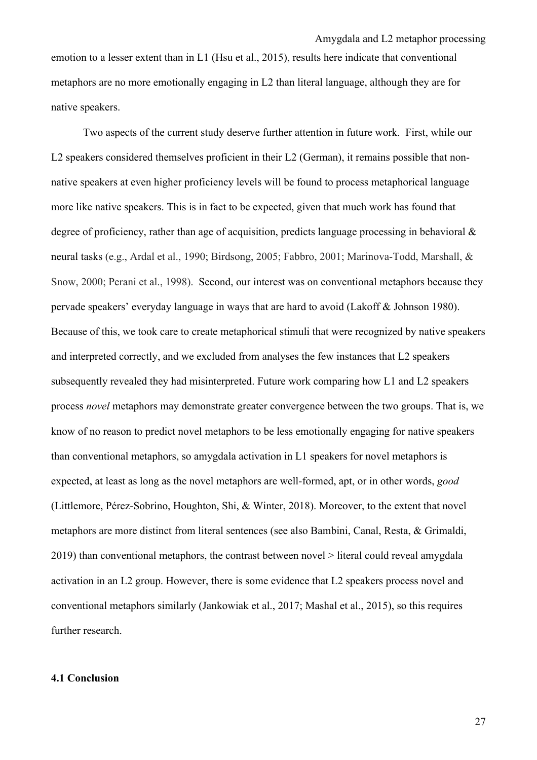emotion to a lesser extent than in L1 (Hsu et al., 2015), results here indicate that conventional metaphors are no more emotionally engaging in L2 than literal language, although they are for native speakers.

Two aspects of the current study deserve further attention in future work. First, while our L2 speakers considered themselves proficient in their L2 (German), it remains possible that non-native speakers at even higher proficiency levels will be found to process metaphorical language more like native speakers. This is in fact to be expected, given that much work has found that degree of proficiency, rather than age of acquisition, predicts language processing in behavioral & neural tasks (e.g., Ardal et al., 1990; Birdsong, 2005; Fabbro, 2001; Marinova-Todd, Marshall, & Snow, 2000; Perani et al., 1998). Second, our interest was on conventional metaphors because they pervade speakers' everyday language in ways that are hard to avoid (Lakoff & Johnson 1980). Because of this, we took care to create metaphorical stimuli that were recognized by native speakers and interpreted correctly, and we excluded from analyses the few instances that L2 speakers subsequently revealed they had misinterpreted. Future work comparing how L1 and L2 speakers process *novel* metaphors may demonstrate greater convergence between the two groups. That is, we know of no reason to predict novel metaphors to be less emotionally engaging for native speakers than conventional metaphors, so amygdala activation in L1 speakers for novel metaphors is expected, at least as long as the novel metaphors are well-formed, apt, or in other words, *good* (Littlemore, Pérez-Sobrino, Houghton, Shi, & Winter, 2018). Moreover, to the extent that novel metaphors are more distinct from literal sentences (see also Bambini, Canal, Resta, & Grimaldi, 2019) than conventional metaphors, the contrast between novel > literal could reveal amygdala activation in an L2 group. However, there is some evidence that L2 speakers process novel and conventional metaphors similarly (Jankowiak et al., 2017; Mashal et al., 2015), so this requires further research.

### 4.1 Conclusion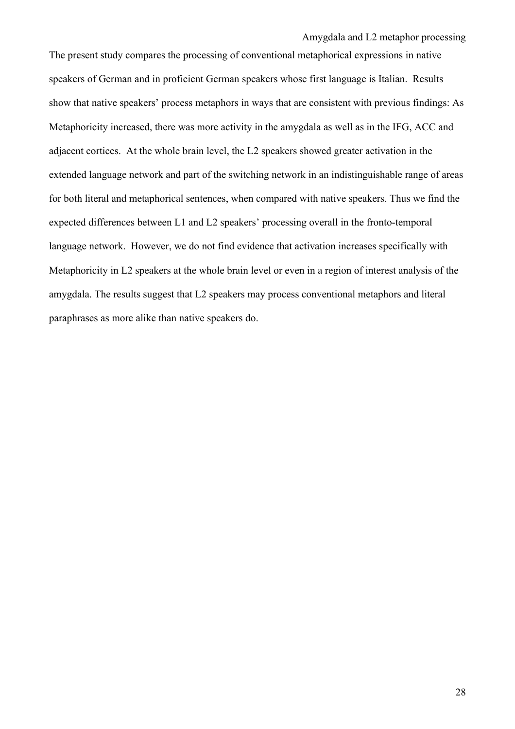The present study compares the processing of conventional metaphorical expressions in native speakers of German and in proficient German speakers whose first language is Italian. Results show that native speakers' process metaphors in ways that are consistent with previous findings: As Metaphoricity increased, there was more activity in the amygdala as well as in the IFG, ACC and adjacent cortices. At the whole brain level, the L2 speakers showed greater activation in the extended language network and part of the switching network in an indistinguishable range of areas for both literal and metaphorical sentences, when compared with native speakers. Thus we find the expected differences between L1 and L2 speakers' processing overall in the fronto-temporal language network. However, we do not find evidence that activation increases specifically with Metaphoricity in L2 speakers at the whole brain level or even in a region of interest analysis of the amygdala. The results suggest that L2 speakers may process conventional metaphors and literal paraphrases as more alike than native speakers do.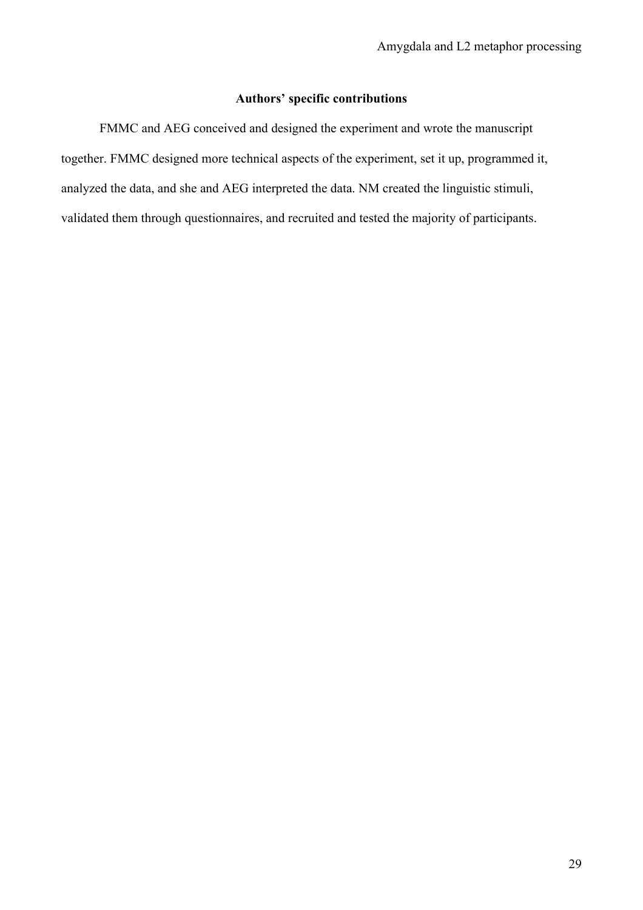## Authors' specific contributions

FMMC and AEG conceived and designed the experiment and wrote the manuscript together. FMMC designed more technical aspects of the experiment, set it up, programmed it, analyzed the data, and she and AEG interpreted the data. NM created the linguistic stimuli, validated them through questionnaires, and recruited and tested the majority of participants.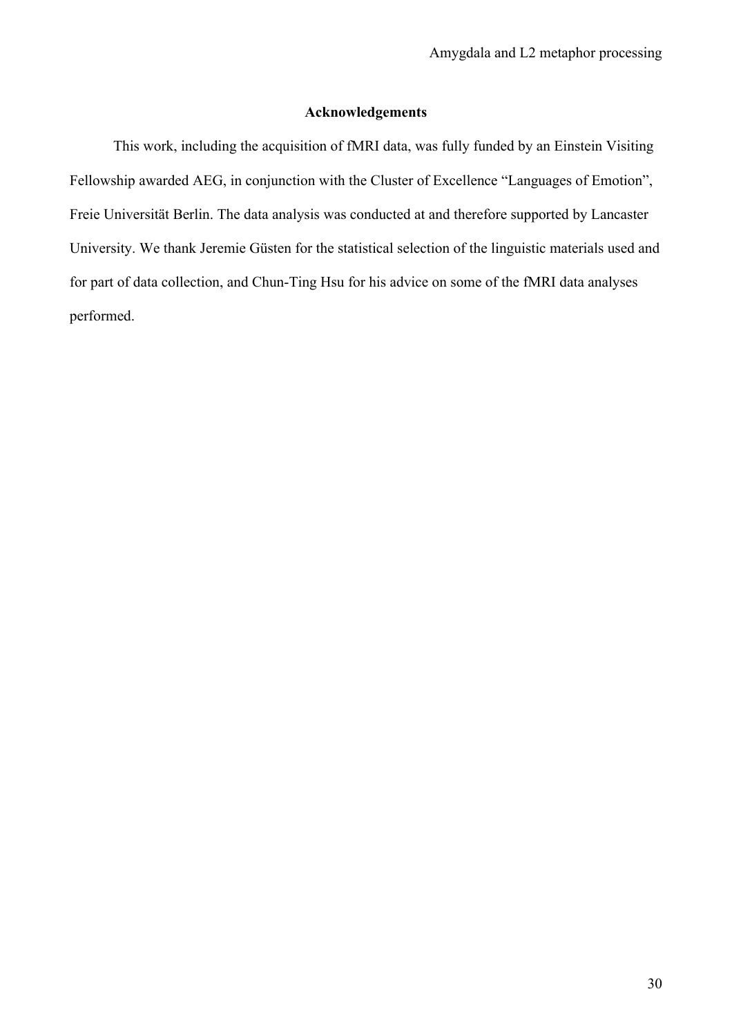## Acknowledgements

This work, including the acquisition of fMRI data, was fully funded by an Einstein Visiting Fellowship awarded AEG, in conjunction with the Cluster of Excellence “Languages of Emotion”, Freie Universität Berlin. The data analysis was conducted at and therefore supported by Lancaster University. We thank Jeremie Güsten for the statistical selection of the linguistic materials used and for part of data collection, and Chun-Ting Hsu for his advice on some of the fMRI data analyses performed.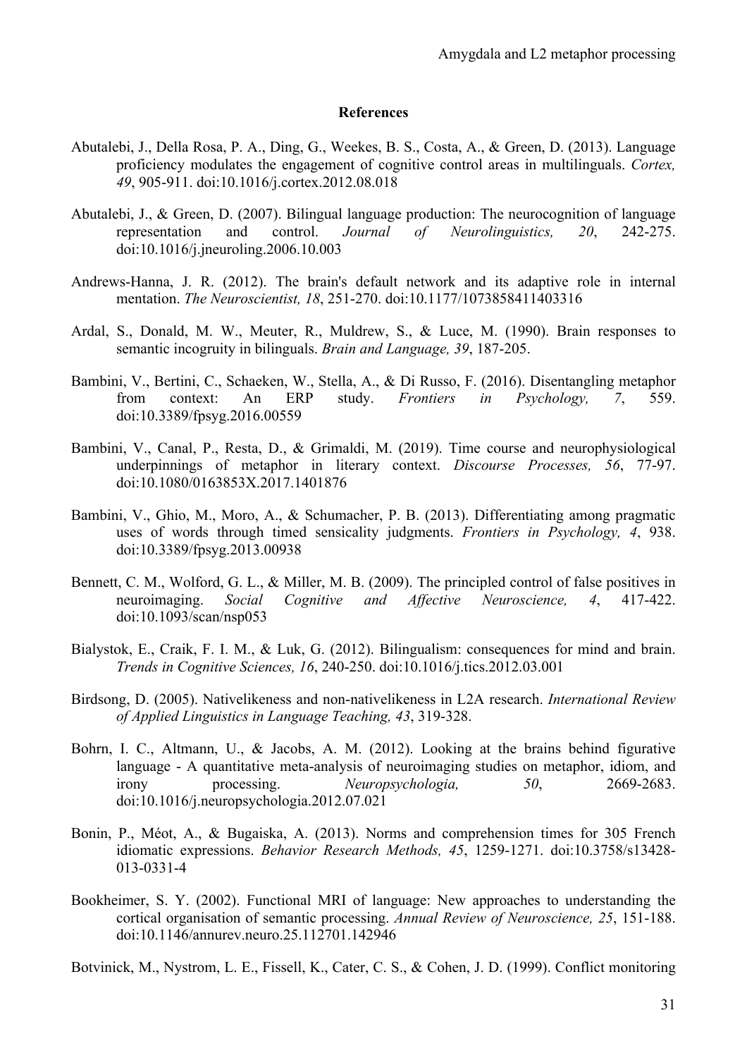# References

Abutalebi, J., Della Rosa, P. A., Ding, G., Weekes, B. S., Costa, A., & Green, D. (2013). Language proficiency modulates the engagement of cognitive control areas in multilinguals. *Cortex, 49*, 905-911. doi:10.1016/j.cortex.2012.08.018

Abutalebi, J., & Green, D. (2007). Bilingual language production: The neurocognition of language representation and control. *Journal of Neurolinguistics, 20*, 242-275. doi:10.1016/j.jneuroling.2006.10.003

Andrews-Hanna, J. R. (2012). The brain's default network and its adaptive role in internal mentation. *The Neuroscientist, 18*, 251-270. doi:10.1177/1073858411403316

Ardal, S., Donald, M. W., Meuter, R., Muldrew, S., & Luce, M. (1990). Brain responses to semantic incogruity in bilinguals. *Brain and Language, 39*, 187-205.

Bambini, V., Bertini, C., Schaeken, W., Stella, A., & Di Russo, F. (2016). Disentangling metaphor from context: An ERP study. *Frontiers in Psychology, 7*, 559. doi:10.3389/fpsyg.2016.00559

Bambini, V., Canal, P., Resta, D., & Grimaldi, M. (2019). Time course and neurophysiological underpinnings of metaphor in literary context. *Discourse Processes, 56*, 77-97. doi:10.1080/0163853X.2017.1401876

Bambini, V., Ghio, M., Moro, A., & Schumacher, P. B. (2013). Differentiating among pragmatic uses of words through timed sensicality judgments. *Frontiers in Psychology, 4*, 938. doi:10.3389/fpsyg.2013.00938

Bennett, C. M., Wolford, G. L., & Miller, M. B. (2009). The principled control of false positives in neuroimaging. *Social Cognitive and Affective Neuroscience, 4*, 417-422. doi:10.1093/scan/nsp053

Bialystok, E., Craik, F. I. M., & Luk, G. (2012). Bilingualism: consequences for mind and brain. *Trends in Cognitive Sciences, 16*, 240-250. doi:10.1016/j.tics.2012.03.001

Birdsong, D. (2005). Nativelikeness and non-nativelikeness in L2A research. *International Review of Applied Linguistics in Language Teaching, 43*, 319-328.

Bohrn, I. C., Altmann, U., & Jacobs, A. M. (2012). Looking at the brains behind figurative language - A quantitative meta-analysis of neuroimaging studies on metaphor, idiom, and irony processing. *Neuropsychologia, 50*, 2669-2683. doi:10.1016/j.neuropsychologia.2012.07.021

Bonin, P., Méot, A., & Bugaiska, A. (2013). Norms and comprehension times for 305 French idiomatic expressions. *Behavior Research Methods, 45*, 1259-1271. doi:10.3758/s13428-013-0331-4

Bookheimer, S. Y. (2002). Functional MRI of language: New approaches to understanding the cortical organisation of semantic processing. *Annual Review of Neuroscience, 25*, 151-188. doi:10.1146/annurev.neuro.25.112701.142946

Botvinick, M., Nystrom, L. E., Fissell, K., Cater, C. S., & Cohen, J. D. (1999). Conflict monitoring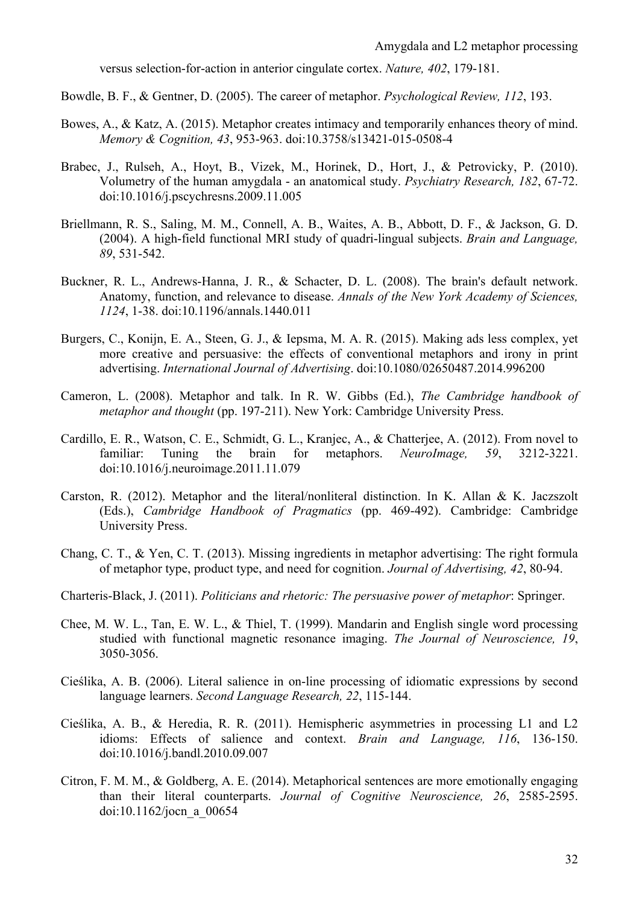versus selection-for-action in anterior cingulate cortex. *Nature, 402*, 179-181.

Bowdle, B. F., & Gentner, D. (2005). The career of metaphor. *Psychological Review, 112*, 193.

Bowes, A., & Katz, A. (2015). Metaphor creates intimacy and temporarily enhances theory of mind. *Memory & Cognition, 43*, 953-963. doi:10.3758/s13421-015-0508-4

Brabec, J., Rulseh, A., Hoyt, B., Vizek, M., Horinek, D., Hort, J., & Petrovicky, P. (2010). Volumetry of the human amygdala - an anatomical study. *Psychiatry Research, 182*, 67-72. doi:10.1016/j.pscychresns.2009.11.005

Briellmann, R. S., Saling, M. M., Connell, A. B., Waites, A. B., Abbott, D. F., & Jackson, G. D. (2004). A high-field functional MRI study of quadri-lingual subjects. *Brain and Language, 89*, 531-542.

Buckner, R. L., Andrews-Hanna, J. R., & Schacter, D. L. (2008). The brain's default network. Anatomy, function, and relevance to disease. *Annals of the New York Academy of Sciences, 1124*, 1-38. doi:10.1196/annals.1440.011

Burgers, C., Konijn, E. A., Steen, G. J., & Iepsma, M. A. R. (2015). Making ads less complex, yet more creative and persuasive: the effects of conventional metaphors and irony in print advertising. *International Journal of Advertising*. doi:10.1080/02650487.2014.996200

Cameron, L. (2008). Metaphor and talk. In R. W. Gibbs (Ed.), *The Cambridge handbook of metaphor and thought* (pp. 197-211). New York: Cambridge University Press.

Cardillo, E. R., Watson, C. E., Schmidt, G. L., Kranjec, A., & Chatterjee, A. (2012). From novel to familiar: Tuning the brain for metaphors. *NeuroImage, 59*, 3212-3221. doi:10.1016/j.neuroimage.2011.11.079

Carston, R. (2012). Metaphor and the literal/nonliteral distinction. In K. Allan & K. Jaczszolt (Eds.), *Cambridge Handbook of Pragmatics* (pp. 469-492). Cambridge: Cambridge University Press.

Chang, C. T., & Yen, C. T. (2013). Missing ingredients in metaphor advertising: The right formula of metaphor type, product type, and need for cognition. *Journal of Advertising, 42*, 80-94.

Charteris-Black, J. (2011). *Politicians and rhetoric: The persuasive power of metaphor*: Springer.

Chee, M. W. L., Tan, E. W. L., & Thiel, T. (1999). Mandarin and English single word processing studied with functional magnetic resonance imaging. *The Journal of Neuroscience, 19*, 3050-3056.

Cieślika, A. B. (2006). Literal salience in on-line processing of idiomatic expressions by second language learners. *Second Language Research, 22*, 115-144.

Cieślika, A. B., & Heredia, R. R. (2011). Hemispheric asymmetries in processing L1 and L2 idioms: Effects of salience and context. *Brain and Language, 116*, 136-150. doi:10.1016/j.bandl.2010.09.007

Citron, F. M. M., & Goldberg, A. E. (2014). Metaphorical sentences are more emotionally engaging than their literal counterparts. *Journal of Cognitive Neuroscience, 26*, 2585-2595. doi:10.1162/jocn_a_00654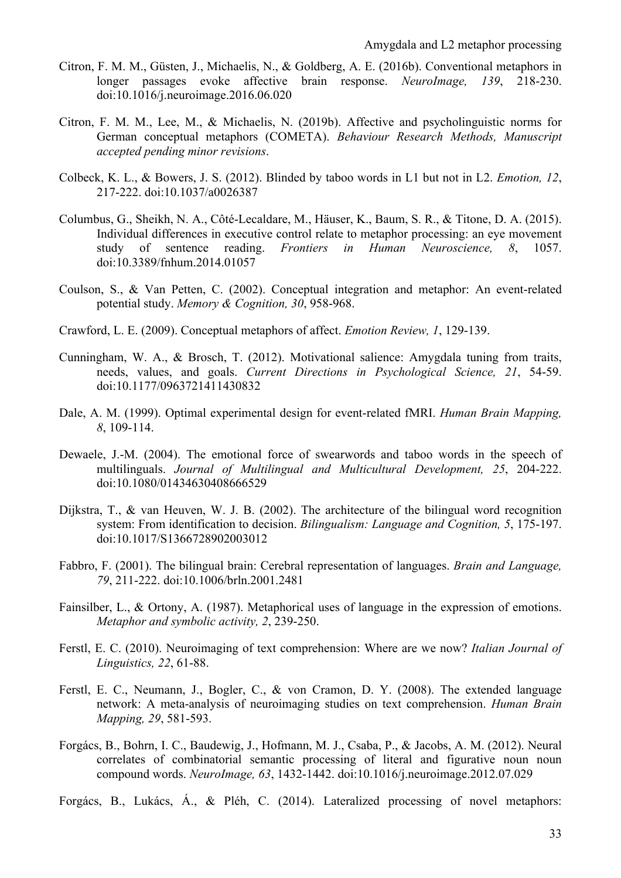Citron, F. M. M., Güsten, J., Michaelis, N., & Goldberg, A. E. (2016b). Conventional metaphors in longer passages evoke affective brain response. *NeuroImage, 139*, 218-230. doi:10.1016/j.neuroimage.2016.06.020

Citron, F. M. M., Lee, M., & Michaelis, N. (2019b). Affective and psycholinguistic norms for German conceptual metaphors (COMETA). *Behaviour Research Methods, Manuscript accepted pending minor revisions*.

Colbeck, K. L., & Bowers, J. S. (2012). Blinded by taboo words in L1 but not in L2. *Emotion, 12*, 217-222. doi:10.1037/a0026387

Columbus, G., Sheikh, N. A., Côté-Lecaldare, M., Häuser, K., Baum, S. R., & Titone, D. A. (2015). Individual differences in executive control relate to metaphor processing: an eye movement study of sentence reading. *Frontiers in Human Neuroscience, 8*, 1057. doi:10.3389/fnhum.2014.01057

Coulson, S., & Van Petten, C. (2002). Conceptual integration and metaphor: An event-related potential study. *Memory & Cognition, 30*, 958-968.

Crawford, L. E. (2009). Conceptual metaphors of affect. *Emotion Review, 1*, 129-139.

Cunningham, W. A., & Brosch, T. (2012). Motivational salience: Amygdala tuning from traits, needs, values, and goals. *Current Directions in Psychological Science, 21*, 54-59. doi:10.1177/0963721411430832

Dale, A. M. (1999). Optimal experimental design for event-related fMRI. *Human Brain Mapping, 8*, 109-114.

Dewaele, J.-M. (2004). The emotional force of swearwords and taboo words in the speech of multilinguals. *Journal of Multilingual and Multicultural Development, 25*, 204-222. doi:10.1080/01434630408666529

Dijkstra, T., & van Heuven, W. J. B. (2002). The architecture of the bilingual word recognition system: From identification to decision. *Bilingualism: Language and Cognition, 5*, 175-197. doi:10.1017/S1366728902003012

Fabbro, F. (2001). The bilingual brain: Cerebral representation of languages. *Brain and Language, 79*, 211-222. doi:10.1006/brln.2001.2481

Fainsilber, L., & Ortony, A. (1987). Metaphorical uses of language in the expression of emotions. *Metaphor and symbolic activity, 2*, 239-250.

Ferstl, E. C. (2010). Neuroimaging of text comprehension: Where are we now? *Italian Journal of Linguistics, 22*, 61-88.

Ferstl, E. C., Neumann, J., Bogler, C., & von Cramon, D. Y. (2008). The extended language network: A meta-analysis of neuroimaging studies on text comprehension. *Human Brain Mapping, 29*, 581-593.

Forgács, B., Bohrn, I. C., Baudewig, J., Hofmann, M. J., Csaba, P., & Jacobs, A. M. (2012). Neural correlates of combinatorial semantic processing of literal and figurative noun noun compound words. *NeuroImage, 63*, 1432-1442. doi:10.1016/j.neuroimage.2012.07.029

Forgács, B., Lukács, Á., & Pléh, C. (2014). Lateralized processing of novel metaphors: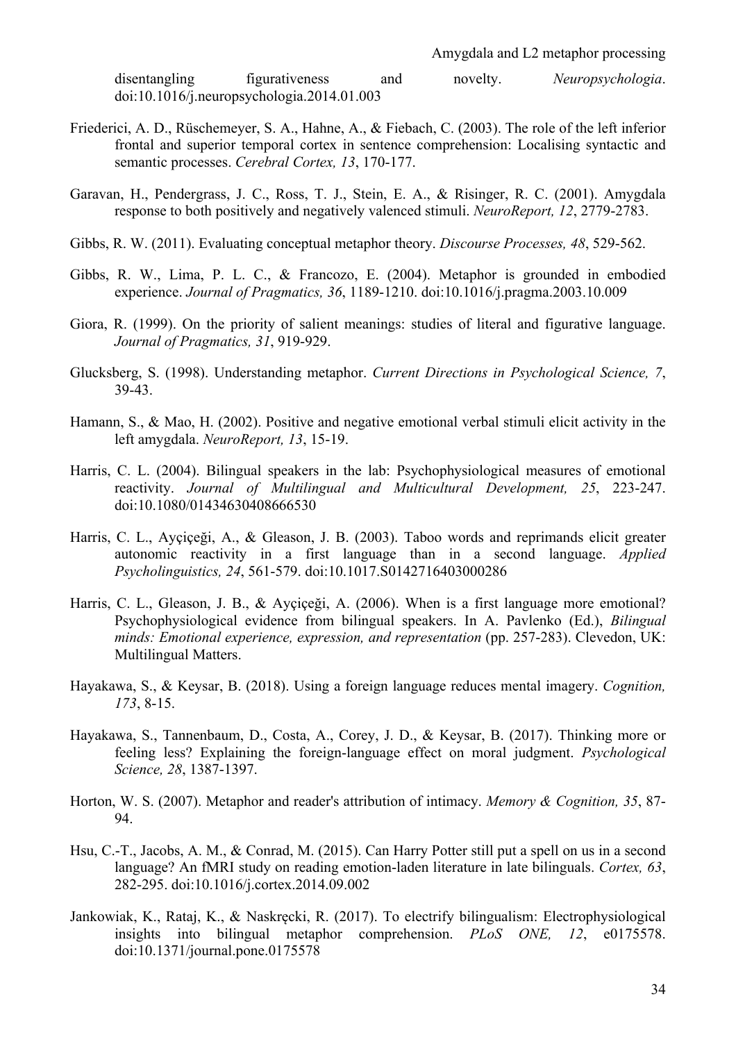disentangling figurativeness and novelty. *Neuropsychologia*. doi:10.1016/j.neuropsychologia.2014.01.003

Friederici, A. D., Rüschemeyer, S. A., Hahne, A., & Fiebach, C. (2003). The role of the left inferior frontal and superior temporal cortex in sentence comprehension: Localising syntactic and semantic processes. *Cerebral Cortex, 13*, 170-177.

Garavan, H., Pendergrass, J. C., Ross, T. J., Stein, E. A., & Risinger, R. C. (2001). Amygdala response to both positively and negatively valenced stimuli. *NeuroReport, 12*, 2779-2783.

Gibbs, R. W. (2011). Evaluating conceptual metaphor theory. *Discourse Processes, 48*, 529-562.

Gibbs, R. W., Lima, P. L. C., & Francozo, E. (2004). Metaphor is grounded in embodied experience. *Journal of Pragmatics, 36*, 1189-1210. doi:10.1016/j.pragma.2003.10.009

Giora, R. (1999). On the priority of salient meanings: studies of literal and figurative language. *Journal of Pragmatics, 31*, 919-929.

Glucksberg, S. (1998). Understanding metaphor. *Current Directions in Psychological Science, 7*, 39-43.

Hamann, S., & Mao, H. (2002). Positive and negative emotional verbal stimuli elicit activity in the left amygdala. *NeuroReport, 13*, 15-19.

Harris, C. L. (2004). Bilingual speakers in the lab: Psychophysiological measures of emotional reactivity. *Journal of Multilingual and Multicultural Development, 25*, 223-247. doi:10.1080/01434630408666530

Harris, C. L., Ayçiçeği, A., & Gleason, J. B. (2003). Taboo words and reprimands elicit greater autonomic reactivity in a first language than in a second language. *Applied Psycholinguistics, 24*, 561-579. doi:10.1017.S0142716403000286

Harris, C. L., Gleason, J. B., & Ayçiçeği, A. (2006). When is a first language more emotional? Psychophysiological evidence from bilingual speakers. In A. Pavlenko (Ed.), *Bilingual minds: Emotional experience, expression, and representation* (pp. 257-283). Clevedon, UK: Multilingual Matters.

Hayakawa, S., & Keysar, B. (2018). Using a foreign language reduces mental imagery. *Cognition, 173*, 8-15.

Hayakawa, S., Tannenbaum, D., Costa, A., Corey, J. D., & Keysar, B. (2017). Thinking more or feeling less? Explaining the foreign-language effect on moral judgment. *Psychological Science, 28*, 1387-1397.

Horton, W. S. (2007). Metaphor and reader's attribution of intimacy. *Memory & Cognition, 35*, 87-94.

Hsu, C.-T., Jacobs, A. M., & Conrad, M. (2015). Can Harry Potter still put a spell on us in a second language? An fMRI study on reading emotion-laden literature in late bilinguals. *Cortex, 63*, 282-295. doi:10.1016/j.cortex.2014.09.002

Jankowiak, K., Rataj, K., & Naskręcki, R. (2017). To electrify bilingualism: Electrophysiological insights into bilingual metaphor comprehension. *PLoS ONE, 12*, e0175578. doi:10.1371/journal.pone.0175578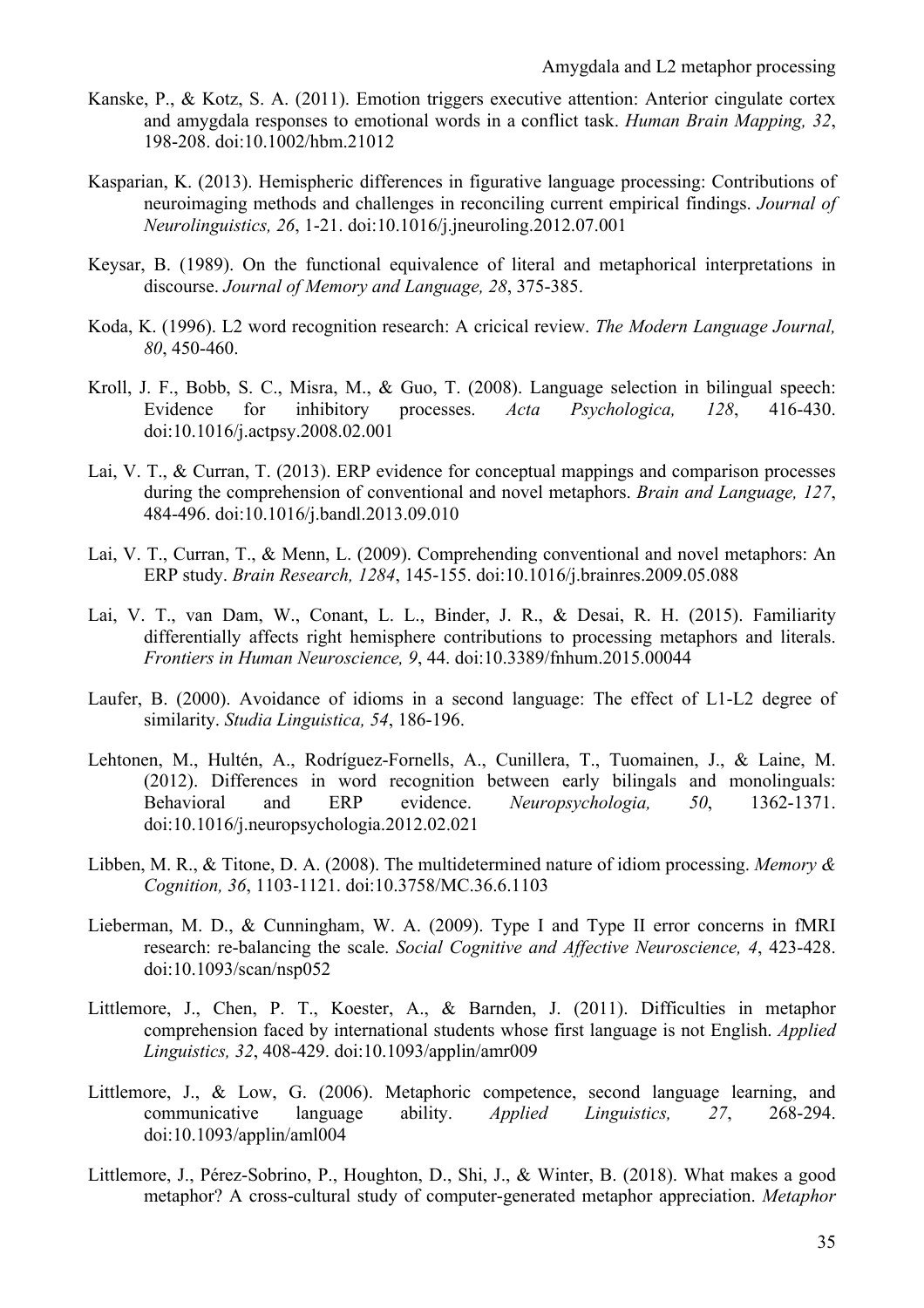Kanske, P., & Kotz, S. A. (2011). Emotion triggers executive attention: Anterior cingulate cortex and amygdala responses to emotional words in a conflict task. *Human Brain Mapping, 32*, 198-208. doi:10.1002/hbm.21012

Kasparian, K. (2013). Hemispheric differences in figurative language processing: Contributions of neuroimaging methods and challenges in reconciling current empirical findings. *Journal of Neurolinguistics, 26*, 1-21. doi:10.1016/j.jneuroling.2012.07.001

Keysar, B. (1989). On the functional equivalence of literal and metaphorical interpretations in discourse. *Journal of Memory and Language, 28*, 375-385.

Koda, K. (1996). L2 word recognition research: A cricical review. *The Modern Language Journal, 80*, 450-460.

Kroll, J. F., Bobb, S. C., Misra, M., & Guo, T. (2008). Language selection in bilingual speech: Evidence for inhibitory processes. *Acta Psychologica, 128*, 416-430. doi:10.1016/j.actpsy.2008.02.001

Lai, V. T., & Curran, T. (2013). ERP evidence for conceptual mappings and comparison processes during the comprehension of conventional and novel metaphors. *Brain and Language, 127*, 484-496. doi:10.1016/j.bandl.2013.09.010

Lai, V. T., Curran, T., & Menn, L. (2009). Comprehending conventional and novel metaphors: An ERP study. *Brain Research, 1284*, 145-155. doi:10.1016/j.brainres.2009.05.088

Lai, V. T., van Dam, W., Conant, L. L., Binder, J. R., & Desai, R. H. (2015). Familiarity differentially affects right hemisphere contributions to processing metaphors and literals. *Frontiers in Human Neuroscience, 9*, 44. doi:10.3389/fnhum.2015.00044

Laufer, B. (2000). Avoidance of idioms in a second language: The effect of L1-L2 degree of similarity. *Studia Linguistica, 54*, 186-196.

Lehtonen, M., Hultén, A., Rodríguez-Fornells, A., Cunillera, T., Tuomainen, J., & Laine, M. (2012). Differences in word recognition between early bilingals and monolinguals: Behavioral and ERP evidence. *Neuropsychologia, 50*, 1362-1371. doi:10.1016/j.neuropsychologia.2012.02.021

Libben, M. R., & Titone, D. A. (2008). The multidetermined nature of idiom processing. *Memory & Cognition, 36*, 1103-1121. doi:10.3758/MC.36.6.1103

Lieberman, M. D., & Cunningham, W. A. (2009). Type I and Type II error concerns in fMRI research: re-balancing the scale. *Social Cognitive and Affective Neuroscience, 4*, 423-428. doi:10.1093/scan/nsp052

Littlemore, J., Chen, P. T., Koester, A., & Barnden, J. (2011). Difficulties in metaphor comprehension faced by international students whose first language is not English. *Applied Linguistics, 32*, 408-429. doi:10.1093/applin/amr009

Littlemore, J., & Low, G. (2006). Metaphoric competence, second language learning, and communicative language ability. *Applied Linguistics, 27*, 268-294. doi:10.1093/applin/aml004

Littlemore, J., Pérez-Sobrino, P., Houghton, D., Shi, J., & Winter, B. (2018). What makes a good metaphor? A cross-cultural study of computer-generated metaphor appreciation. *Metaphor*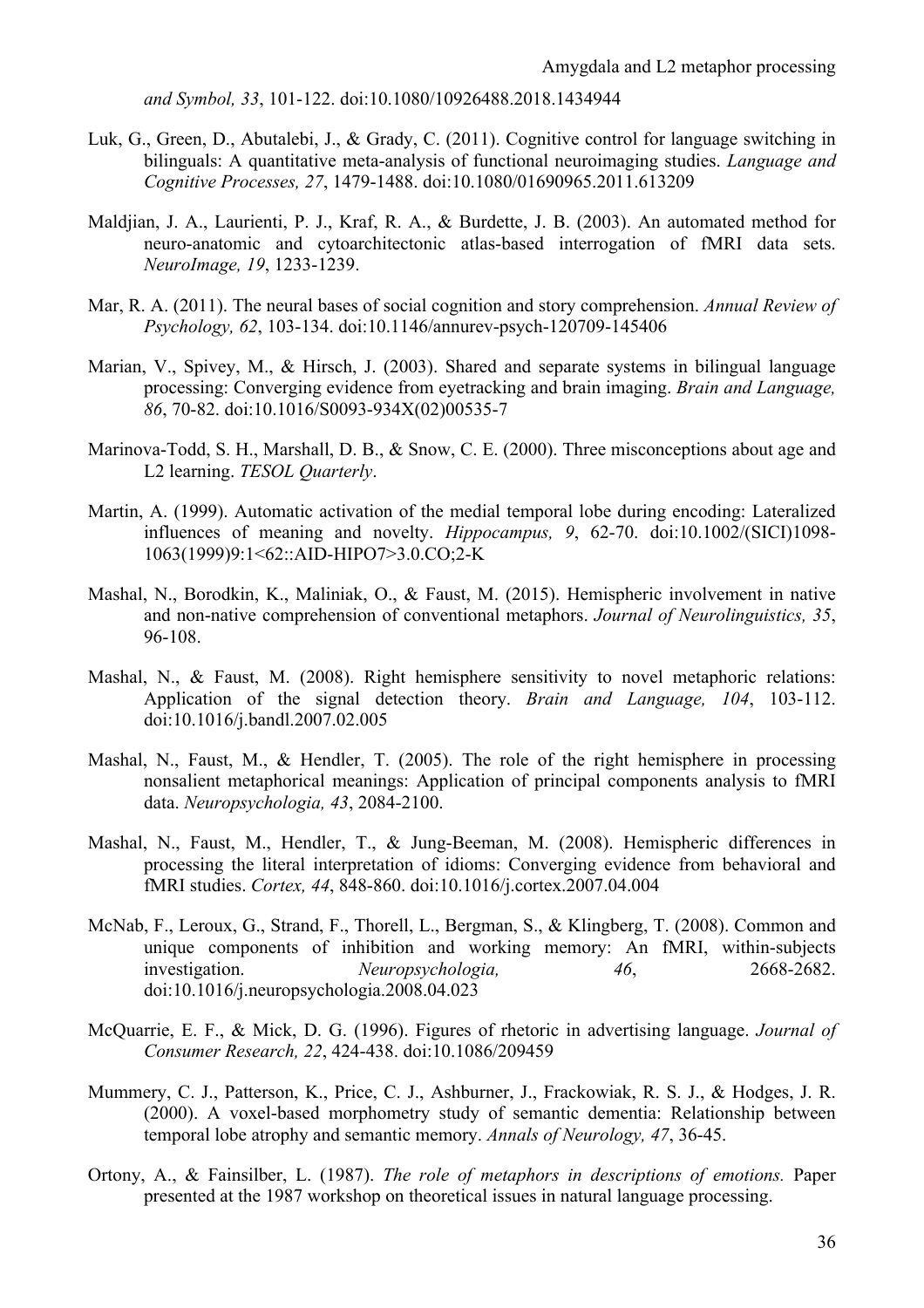*and Symbol, 33*, 101-122. doi:10.1080/10926488.2018.1434944

Luk, G., Green, D., Abutalebi, J., & Grady, C. (2011). Cognitive control for language switching in bilinguals: A quantitative meta-analysis of functional neuroimaging studies. *Language and Cognitive Processes, 27*, 1479-1488. doi:10.1080/01690965.2011.613209

Maldjian, J. A., Laurienti, P. J., Kraf, R. A., & Burdette, J. B. (2003). An automated method for neuro-anatomic and cytoarchitectonic atlas-based interrogation of fMRI data sets. *NeuroImage, 19*, 1233-1239.

Mar, R. A. (2011). The neural bases of social cognition and story comprehension. *Annual Review of Psychology, 62*, 103-134. doi:10.1146/annurev-psych-120709-145406

Marian, V., Spivey, M., & Hirsch, J. (2003). Shared and separate systems in bilingual language processing: Converging evidence from eyetracking and brain imaging. *Brain and Language, 86*, 70-82. doi:10.1016/S0093-934X(02)00535-7

Marinova-Todd, S. H., Marshall, D. B., & Snow, C. E. (2000). Three misconceptions about age and L2 learning. *TESOL Quarterly*.

Martin, A. (1999). Automatic activation of the medial temporal lobe during encoding: Lateralized influences of meaning and novelty. *Hippocampus, 9*, 62-70. doi:10.1002/(SICI)1098-1063(1999)9:1<62::AID-HIPO7>3.0.CO;2-K

Mashal, N., Borodkin, K., Maliniak, O., & Faust, M. (2015). Hemispheric involvement in native and non-native comprehension of conventional metaphors. *Journal of Neurolinguistics, 35*, 96-108.

Mashal, N., & Faust, M. (2008). Right hemisphere sensitivity to novel metaphoric relations: Application of the signal detection theory. *Brain and Language, 104*, 103-112. doi:10.1016/j.bandl.2007.02.005

Mashal, N., Faust, M., & Hendler, T. (2005). The role of the right hemisphere in processing nonsalient metaphorical meanings: Application of principal components analysis to fMRI data. *Neuropsychologia, 43*, 2084-2100.

Mashal, N., Faust, M., Hendler, T., & Jung-Beeman, M. (2008). Hemispheric differences in processing the literal interpretation of idioms: Converging evidence from behavioral and fMRI studies. *Cortex, 44*, 848-860. doi:10.1016/j.cortex.2007.04.004

McNab, F., Leroux, G., Strand, F., Thorell, L., Bergman, S., & Klingberg, T. (2008). Common and unique components of inhibition and working memory: An fMRI, within-subjects investigation. *Neuropsychologia, 46*, 2668-2682. doi:10.1016/j.neuropsychologia.2008.04.023

McQuarrie, E. F., & Mick, D. G. (1996). Figures of rhetoric in advertising language. *Journal of Consumer Research, 22*, 424-438. doi:10.1086/209459

Mummery, C. J., Patterson, K., Price, C. J., Ashburner, J., Frackowiak, R. S. J., & Hodges, J. R. (2000). A voxel-based morphometry study of semantic dementia: Relationship between temporal lobe atrophy and semantic memory. *Annals of Neurology, 47*, 36-45.

Ortony, A., & Fainsilber, L. (1987). *The role of metaphors in descriptions of emotions.* Paper presented at the 1987 workshop on theoretical issues in natural language processing.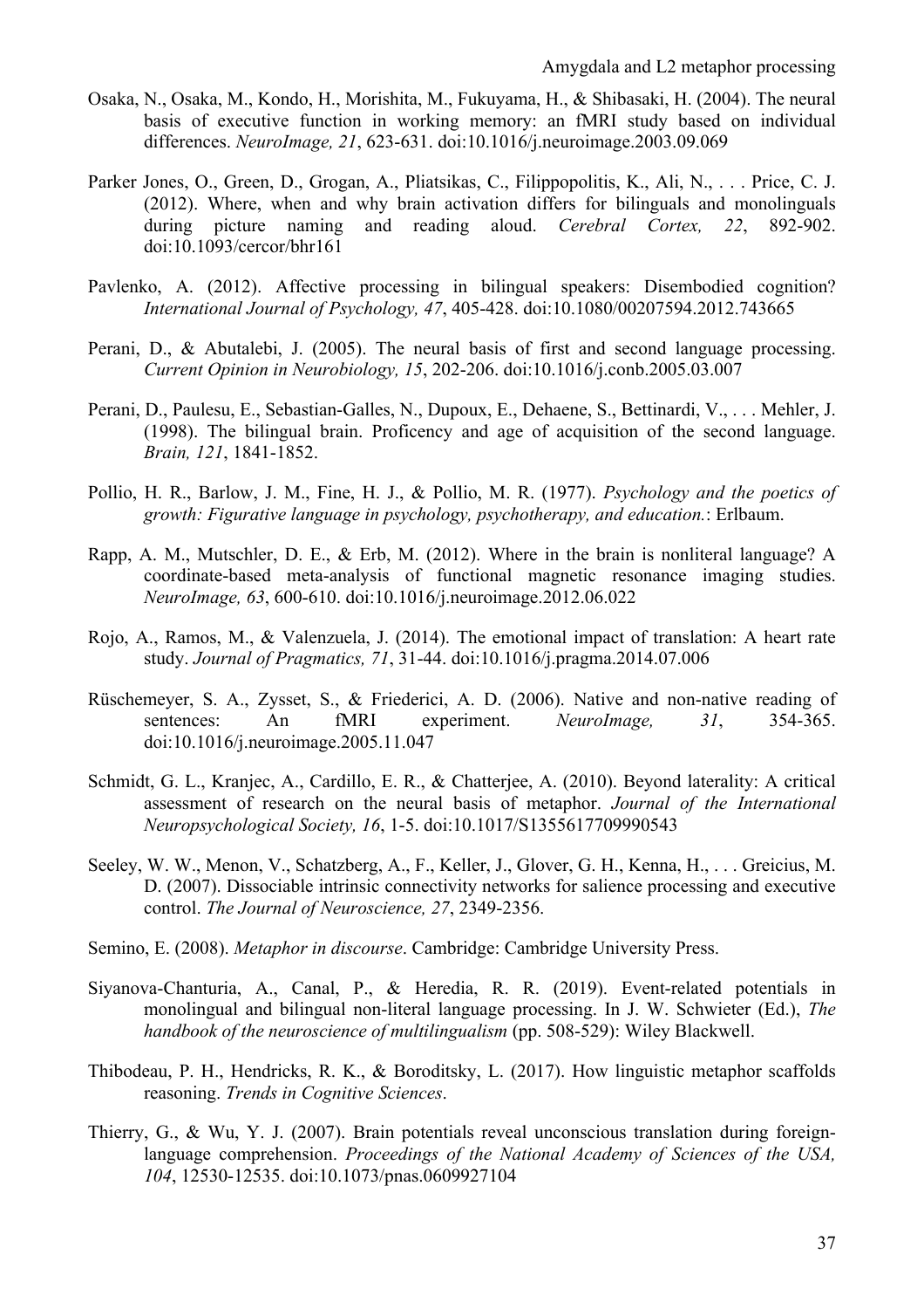Osaka, N., Osaka, M., Kondo, H., Morishita, M., Fukuyama, H., & Shibasaki, H. (2004). The neural basis of executive function in working memory: an fMRI study based on individual differences. *NeuroImage, 21*, 623-631. doi:10.1016/j.neuroimage.2003.09.069

Parker Jones, O., Green, D., Grogan, A., Pliatsikas, C., Filippopolitis, K., Ali, N., . . . Price, C. J. (2012). Where, when and why brain activation differs for bilinguals and monolinguals during picture naming and reading aloud. *Cerebral Cortex, 22*, 892-902. doi:10.1093/cercor/bhr161

Pavlenko, A. (2012). Affective processing in bilingual speakers: Disembodied cognition? *International Journal of Psychology, 47*, 405-428. doi:10.1080/00207594.2012.743665

Perani, D., & Abutalebi, J. (2005). The neural basis of first and second language processing. *Current Opinion in Neurobiology, 15*, 202-206. doi:10.1016/j.conb.2005.03.007

Perani, D., Paulesu, E., Sebastian-Galles, N., Dupoux, E., Dehaene, S., Bettinardi, V., . . . Mehler, J. (1998). The bilingual brain. Proficency and age of acquisition of the second language. *Brain, 121*, 1841-1852.

Pollio, H. R., Barlow, J. M., Fine, H. J., & Pollio, M. R. (1977). *Psychology and the poetics of growth: Figurative language in psychology, psychotherapy, and education.*: Erlbaum.

Rapp, A. M., Mutschler, D. E., & Erb, M. (2012). Where in the brain is nonliteral language? A coordinate-based meta-analysis of functional magnetic resonance imaging studies. *NeuroImage, 63*, 600-610. doi:10.1016/j.neuroimage.2012.06.022

Rojo, A., Ramos, M., & Valenzuela, J. (2014). The emotional impact of translation: A heart rate study. *Journal of Pragmatics, 71*, 31-44. doi:10.1016/j.pragma.2014.07.006

Rüschemeyer, S. A., Zysset, S., & Friederici, A. D. (2006). Native and non-native reading of sentences: An fMRI experiment. *NeuroImage, 31*, 354-365. doi:10.1016/j.neuroimage.2005.11.047

Schmidt, G. L., Kranjec, A., Cardillo, E. R., & Chatterjee, A. (2010). Beyond laterality: A critical assessment of research on the neural basis of metaphor. *Journal of the International Neuropsychological Society, 16*, 1-5. doi:10.1017/S1355617709990543

Seeley, W. W., Menon, V., Schatzberg, A., F., Keller, J., Glover, G. H., Kenna, H., . . . Greicius, M. D. (2007). Dissociable intrinsic connectivity networks for salience processing and executive control. *The Journal of Neuroscience, 27*, 2349-2356.

Semino, E. (2008). *Metaphor in discourse*. Cambridge: Cambridge University Press.

Siyanova-Chanturia, A., Canal, P., & Heredia, R. R. (2019). Event-related potentials in monolingual and bilingual non-literal language processing. In J. W. Schwieter (Ed.), *The handbook of the neuroscience of multilingualism* (pp. 508-529): Wiley Blackwell.

Thibodeau, P. H., Hendricks, R. K., & Boroditsky, L. (2017). How linguistic metaphor scaffolds reasoning. *Trends in Cognitive Sciences*.

Thierry, G., & Wu, Y. J. (2007). Brain potentials reveal unconscious translation during foreign-language comprehension. *Proceedings of the National Academy of Sciences of the USA, 104*, 12530-12535. doi:10.1073/pnas.0609927104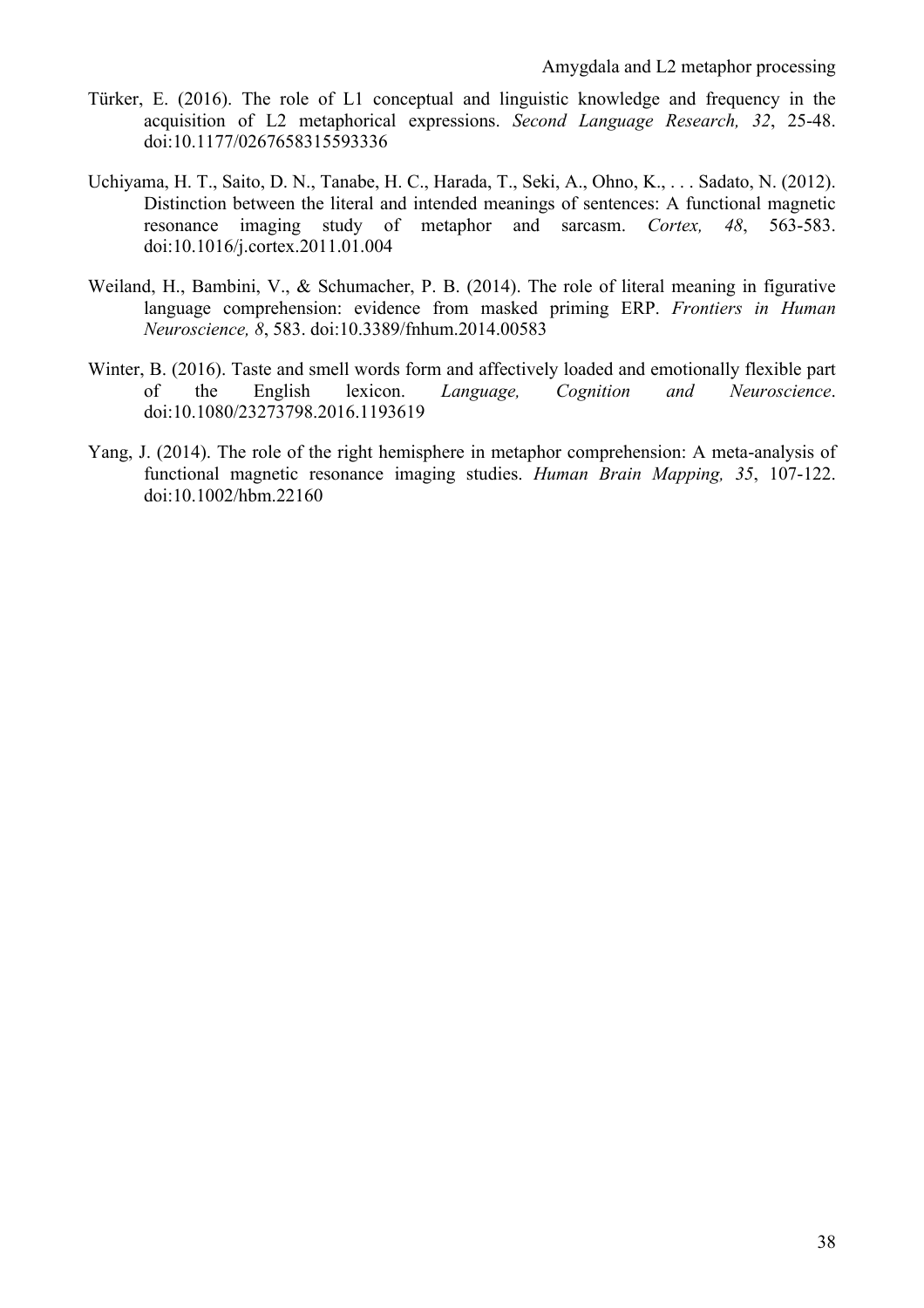Türker, E. (2016). The role of L1 conceptual and linguistic knowledge and frequency in the acquisition of L2 metaphorical expressions. *Second Language Research, 32*, 25-48. doi:10.1177/0267658315593336

Uchiyama, H. T., Saito, D. N., Tanabe, H. C., Harada, T., Seki, A., Ohno, K., . . . Sadato, N. (2012). Distinction between the literal and intended meanings of sentences: A functional magnetic resonance imaging study of metaphor and sarcasm. *Cortex, 48*, 563-583. doi:10.1016/j.cortex.2011.01.004

Weiland, H., Bambini, V., & Schumacher, P. B. (2014). The role of literal meaning in figurative language comprehension: evidence from masked priming ERP. *Frontiers in Human Neuroscience, 8*, 583. doi:10.3389/fnhum.2014.00583

Winter, B. (2016). Taste and smell words form and affectively loaded and emotionally flexible part of the English lexicon. *Language, Cognition and Neuroscience*. doi:10.1080/23273798.2016.1193619

Yang, J. (2014). The role of the right hemisphere in metaphor comprehension: A meta-analysis of functional magnetic resonance imaging studies. *Human Brain Mapping, 35*, 107-122. doi:10.1002/hbm.22160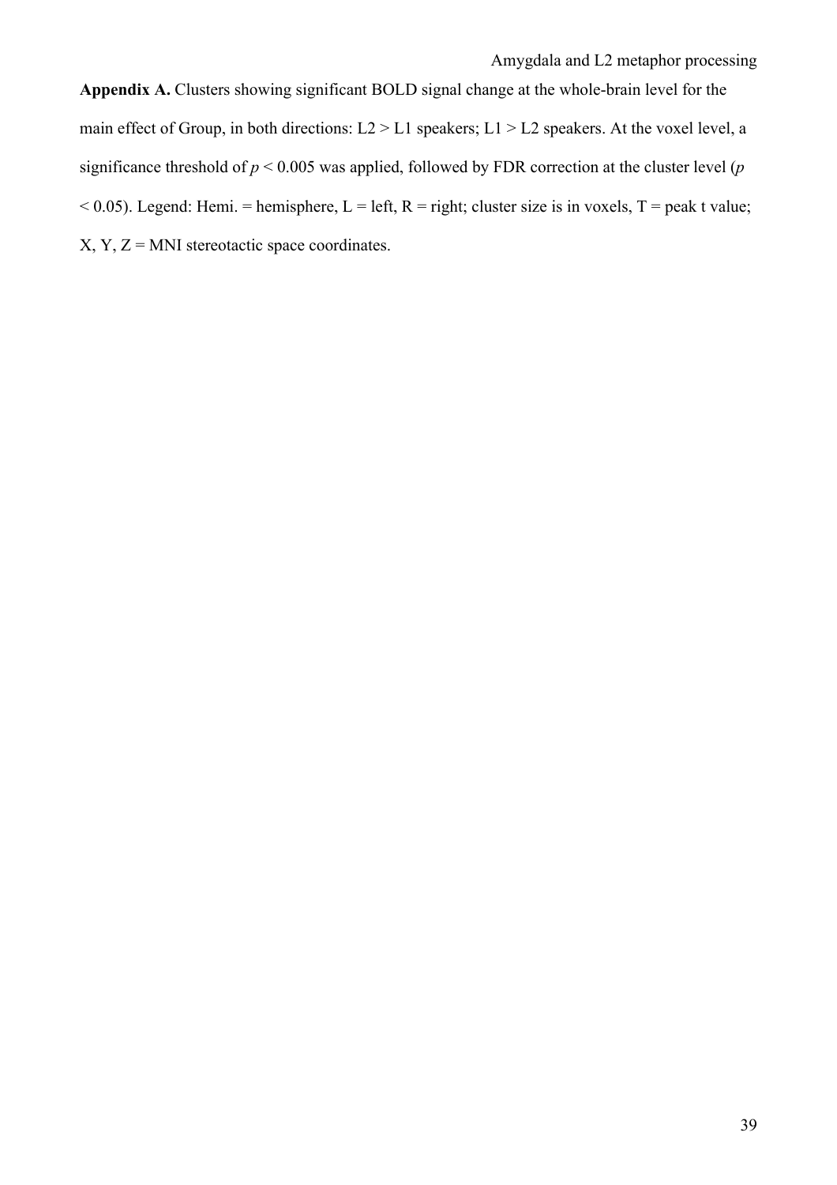**Appendix A.** Clusters showing significant BOLD signal change at the whole-brain level for the main effect of Group, in both directions: L2 > L1 speakers; L1 > L2 speakers. At the voxel level, a significance threshold of $p < 0.005$ was applied, followed by FDR correction at the cluster level ($p < 0.05$). Legend: Hemi. = hemisphere, L = left, R = right; cluster size is in voxels, T = peak t value; X, Y, Z = MNI stereotactic space coordinates.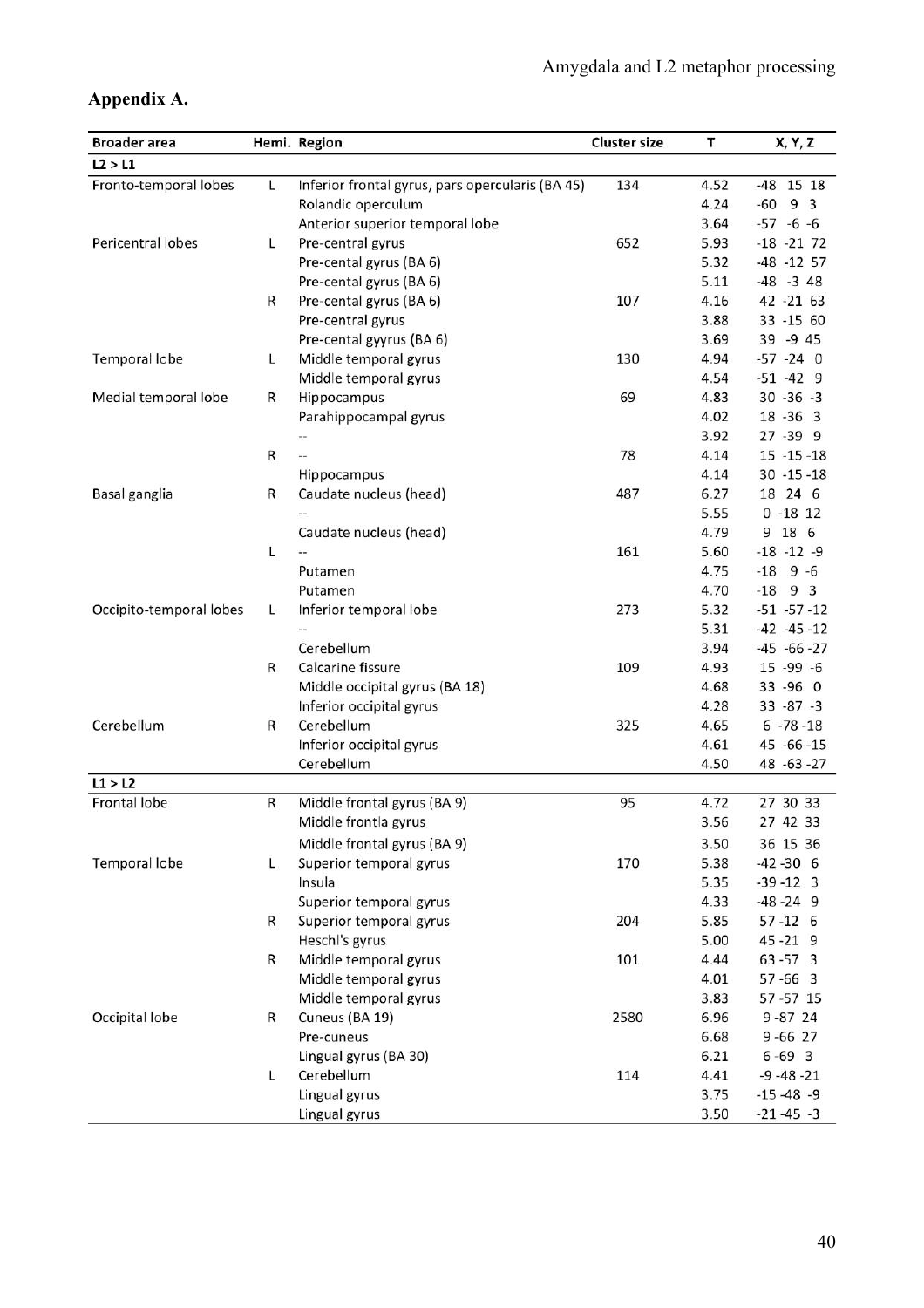# Appendix A.

| Broader area | Hemi. | Region | Cluster size | T | X, Y, Z |
|---|---|---|---|---|---|
| **L2 > L1** | | | | | |
| Fronto-temporal lobes | L | Inferior frontal gyrus, pars opercularis (BA 45) | 134 | 4.52 | -48 15 18 |
| | | Rolandic operculum | | 4.24 | -60 9 3 |
| | | Anterior superior temporal lobe | | 3.64 | -57 -6 -6 |
| Pericentral lobes | L | Pre-central gyrus | 652 | 5.93 | -18 -21 72 |
| | | Pre-cental gyrus (BA 6) | | 5.32 | -48 -12 57 |
| | | Pre-cental gyrus (BA 6) | | 5.11 | -48 -3 48 |
| | R | Pre-cental gyrus (BA 6) | 107 | 4.16 | 42 -21 63 |
| | | Pre-central gyrus | | 3.88 | 33 -15 60 |
| | | Pre-cental gyyrus (BA 6) | | 3.69 | 39 -9 45 |
| Temporal lobe | L | Middle temporal gyrus | 130 | 4.94 | -57 -24 0 |
| | | Middle temporal gyrus | | 4.54 | -51 -42 9 |
| Medial temporal lobe | R | Hippocampus | 69 | 4.83 | 30 -36 -3 |
| | | Parahippocampal gyrus | | 4.02 | 18 -36 3 |
| | | -- | | 3.92 | 27 -39 9 |
| | R | -- | 78 | 4.14 | 15 -15 -18 |
| | | Hippocampus | | 4.14 | 30 -15 -18 |
| Basal ganglia | R | Caudate nucleus (head) | 487 | 6.27 | 18 24 6 |
| | | -- | | 5.55 | 0 -18 12 |
| | | Caudate nucleus (head) | | 4.79 | 9 18 6 |
| | L | -- | 161 | 5.60 | -18 -12 -9 |
| | | Putamen | | 4.75 | -18 9 -6 |
| | | Putamen | | 4.70 | -18 9 3 |
| Occipito-temporal lobes | L | Inferior temporal lobe | 273 | 5.32 | -51 -57 -12 |
| | | -- | | 5.31 | -42 -45 -12 |
| | | Cerebellum | | 3.94 | -45 -66 -27 |
| | R | Calcarine fissure | 109 | 4.93 | 15 -99 -6 |
| | | Middle occipital gyrus (BA 18) | | 4.68 | 33 -96 0 |
| | | Inferior occipital gyrus | | 4.28 | 33 -87 -3 |
| Cerebellum | R | Cerebellum | 325 | 4.65 | 6 -78 -18 |
| | | Inferior occipital gyrus | | 4.61 | 45 -66 -15 |
| | | Cerebellum | | 4.50 | 48 -63 -27 |
| **L1 > L2** | | | | | |
| Frontal lobe | R | Middle frontal gyrus (BA 9) | 95 | 4.72 | 27 30 33 |
| | | Middle frontla gyrus | | 3.56 | 27 42 33 |
| | | Middle frontal gyrus (BA 9) | | 3.50 | 36 15 36 |
| Temporal lobe | L | Superior temporal gyrus | 170 | 5.38 | -42 -30 6 |
| | | Insula | | 5.35 | -39 -12 3 |
| | | Superior temporal gyrus | | 4.33 | -48 -24 9 |
| | R | Superior temporal gyrus | 204 | 5.85 | 57 -12 6 |
| | | Heschl's gyrus | | 5.00 | 45 -21 9 |
| | R | Middle temporal gyrus | 101 | 4.44 | 63 -57 3 |
| | | Middle temporal gyrus | | 4.01 | 57 -66 3 |
| | | Middle temporal gyrus | | 3.83 | 57 -57 15 |
| Occipital lobe | R | Cuneus (BA 19) | 2580 | 6.96 | 9 -87 24 |
| | | Pre-cuneus | | 6.68 | 9 -66 27 |
| | | Lingual gyrus (BA 30) | | 6.21 | 6 -69 3 |
| | L | Cerebellum | 114 | 4.41 | -9 -48 -21 |
| | | Lingual gyrus | | 3.75 | -15 -48 -9 |
| | | Lingual gyrus | | 3.50 | -21 -45 -3 |